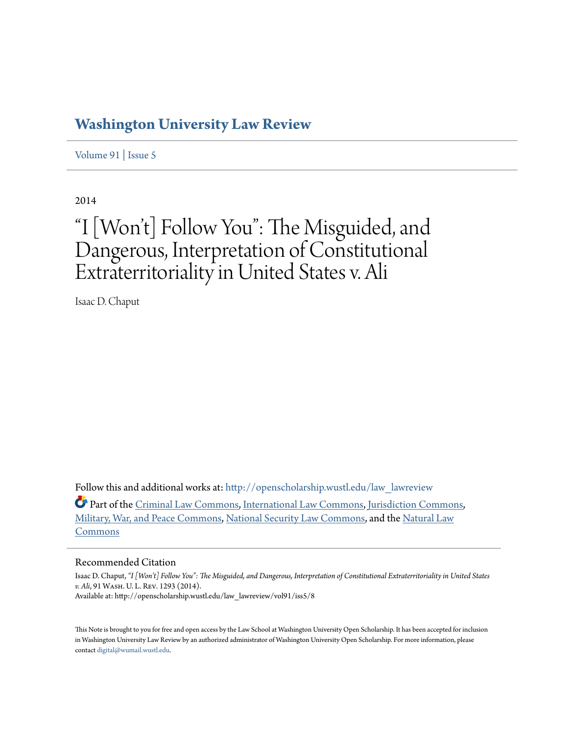# Washington University Law Review

Volume 91 | Issue 5

2014

# "I [Won't] Follow You": The Misguided, and Dangerous, Interpretation of Constitutional Extraterritoriality in United States v. Ali

Isaac D. Chaput

Follow this and additional works at: http://openscholarship.wustl.edu/law_lawreview

Part of the Criminal Law Commons, International Law Commons, Jurisdiction Commons, Military, War, and Peace Commons, National Security Law Commons, and the Natural Law Commons

## Recommended Citation

Isaac D. Chaput, *"I [Won't] Follow You": The Misguided, and Dangerous, Interpretation of Constitutional Extraterritoriality in United States v. Ali*, 91 Wash. U. L. Rev. 1293 (2014).
Available at: http://openscholarship.wustl.edu/law_lawreview/vol91/iss5/8

This Note is brought to you for free and open access by the Law School at Washington University Open Scholarship. It has been accepted for inclusion in Washington University Law Review by an authorized administrator of Washington University Open Scholarship. For more information, please contact digital@wumail.wustl.edu.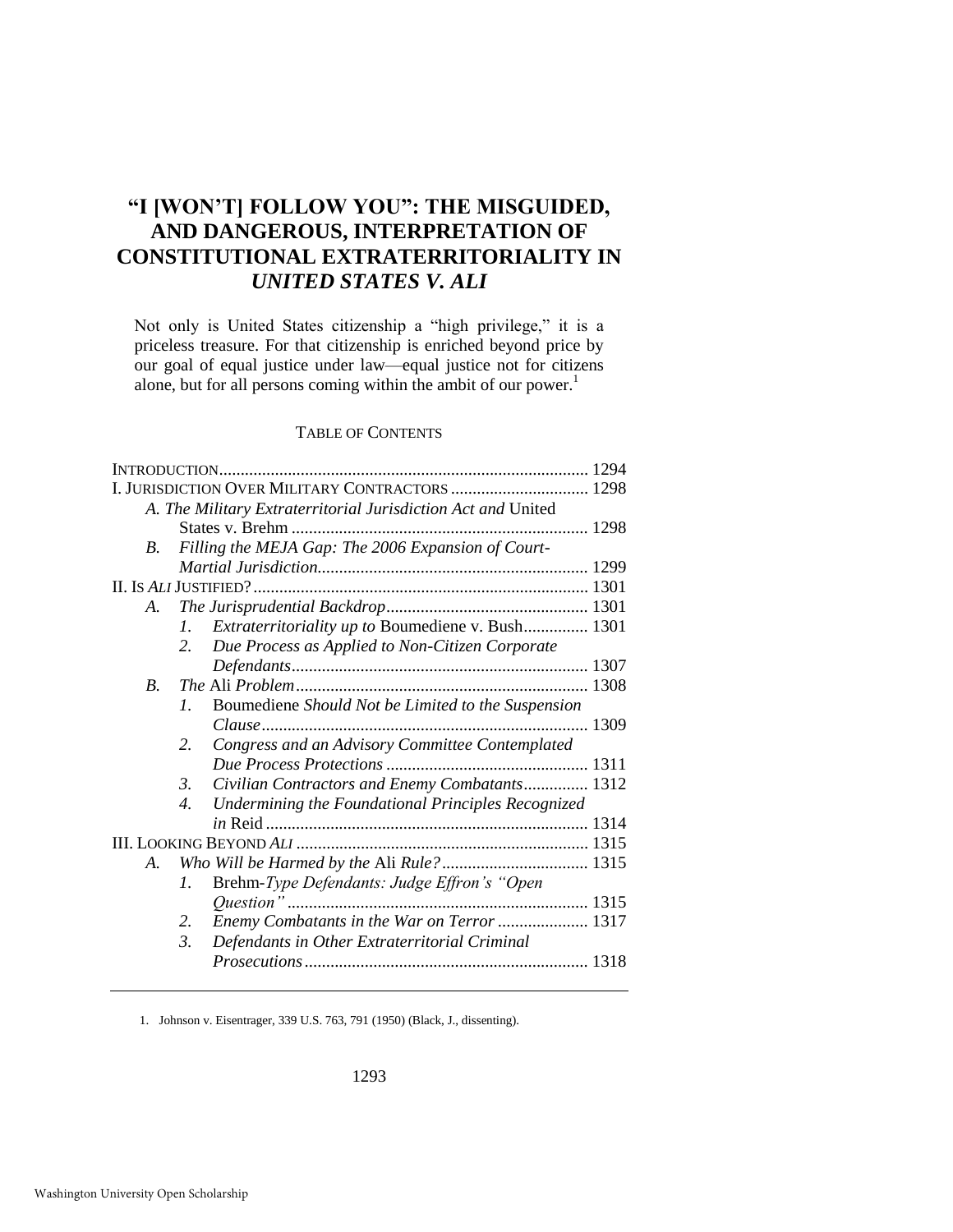# "I [WON'T] FOLLOW YOU": THE MISGUIDED, AND DANGEROUS, INTERPRETATION OF CONSTITUTIONAL EXTRATERRITORIALITY IN *UNITED STATES V. ALI*

> Not only is United States citizenship a "high privilege," it is a priceless treasure. For that citizenship is enriched beyond price by our goal of equal justice under law—equal justice not for citizens alone, but for all persons coming within the ambit of our power.[1]

TABLE OF CONTENTS

INTRODUCTION ..... 1294

I. JURISDICTION OVER MILITARY CONTRACTORS ..... 1298

- *A. The Military Extraterritorial Jurisdiction Act and* United States v. Brehm ..... 1298
- *B. Filling the MEJA Gap: The 2006 Expansion of Court-Martial Jurisdiction* ..... 1299

II. IS *ALI* JUSTIFIED? ..... 1301

- *A. The Jurisprudential Backdrop* ..... 1301
  - *1. Extraterritoriality up to* Boumediene v. Bush ..... 1301
  - *2. Due Process as Applied to Non-Citizen Corporate Defendants* ..... 1307
- *B. The* Ali *Problem* ..... 1308
  - *1.* Boumediene *Should Not be Limited to the Suspension Clause* ..... 1309
  - *2. Congress and an Advisory Committee Contemplated Due Process Protections* ..... 1311
  - *3. Civilian Contractors and Enemy Combatants* ..... 1312
  - *4. Undermining the Foundational Principles Recognized in* Reid ..... 1314

III. LOOKING BEYOND *ALI* ..... 1315

- *A. Who Will be Harmed by the* Ali *Rule?* ..... 1315
  - *1.* Brehm*-Type Defendants: Judge Effron's "Open Question"* ..... 1315
  - *2. Enemy Combatants in the War on Terror* ..... 1317
  - *3. Defendants in Other Extraterritorial Criminal Prosecutions* ..... 1318

---

1. Johnson v. Eisentrager, 339 U.S. 763, 791 (1950) (Black, J., dissenting).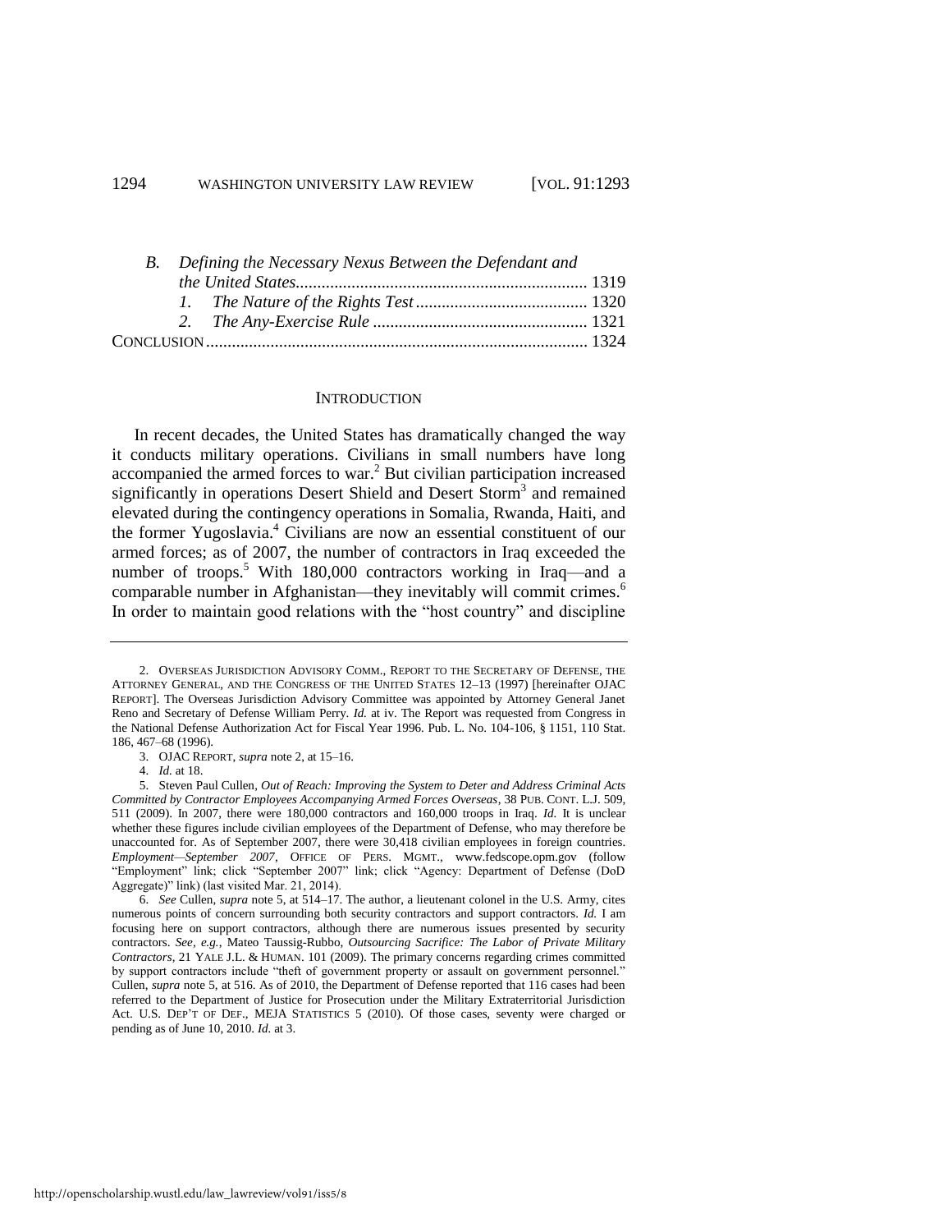*B. Defining the Necessary Nexus Between the Defendant and the United States* .................................................................... 1319

*1. The Nature of the Rights Test* ........................................ 1320

*2. The Any-Exercise Rule* .................................................. 1321

CONCLUSION ......................................................................................... 1324

## INTRODUCTION

In recent decades, the United States has dramatically changed the way it conducts military operations. Civilians in small numbers have long accompanied the armed forces to war.[2] But civilian participation increased significantly in operations Desert Shield and Desert Storm[3] and remained elevated during the contingency operations in Somalia, Rwanda, Haiti, and the former Yugoslavia.[4] Civilians are now an essential constituent of our armed forces; as of 2007, the number of contractors in Iraq exceeded the number of troops.[5] With 180,000 contractors working in Iraq—and a comparable number in Afghanistan—they inevitably will commit crimes.[6] In order to maintain good relations with the "host country" and discipline

---

2. OVERSEAS JURISDICTION ADVISORY COMM., REPORT TO THE SECRETARY OF DEFENSE, THE ATTORNEY GENERAL, AND THE CONGRESS OF THE UNITED STATES 12–13 (1997) [hereinafter OJAC REPORT]. The Overseas Jurisdiction Advisory Committee was appointed by Attorney General Janet Reno and Secretary of Defense William Perry. *Id.* at iv. The Report was requested from Congress in the National Defense Authorization Act for Fiscal Year 1996. Pub. L. No. 104-106, § 1151, 110 Stat. 186, 467–68 (1996).

3. OJAC REPORT, *supra* note 2, at 15–16.

4. *Id.* at 18.

5. Steven Paul Cullen, *Out of Reach: Improving the System to Deter and Address Criminal Acts Committed by Contractor Employees Accompanying Armed Forces Overseas*, 38 PUB. CONT. L.J. 509, 511 (2009). In 2007, there were 180,000 contractors and 160,000 troops in Iraq. *Id.* It is unclear whether these figures include civilian employees of the Department of Defense, who may therefore be unaccounted for. As of September 2007, there were 30,418 civilian employees in foreign countries. *Employment—September 2007*, OFFICE OF PERS. MGMT., www.fedscope.opm.gov (follow "Employment" link; click "September 2007" link; click "Agency: Department of Defense (DoD Aggregate)" link) (last visited Mar. 21, 2014).

6. *See* Cullen, *supra* note 5, at 514–17. The author, a lieutenant colonel in the U.S. Army, cites numerous points of concern surrounding both security contractors and support contractors. *Id.* I am focusing here on support contractors, although there are numerous issues presented by security contractors. *See, e.g.*, Mateo Taussig-Rubbo, *Outsourcing Sacrifice: The Labor of Private Military Contractors*, 21 YALE J.L. & HUMAN. 101 (2009). The primary concerns regarding crimes committed by support contractors include "theft of government property or assault on government personnel." Cullen, *supra* note 5, at 516. As of 2010, the Department of Defense reported that 116 cases had been referred to the Department of Justice for Prosecution under the Military Extraterritorial Jurisdiction Act. U.S. DEP'T OF DEF., MEJA STATISTICS 5 (2010). Of those cases, seventy were charged or pending as of June 10, 2010. *Id.* at 3.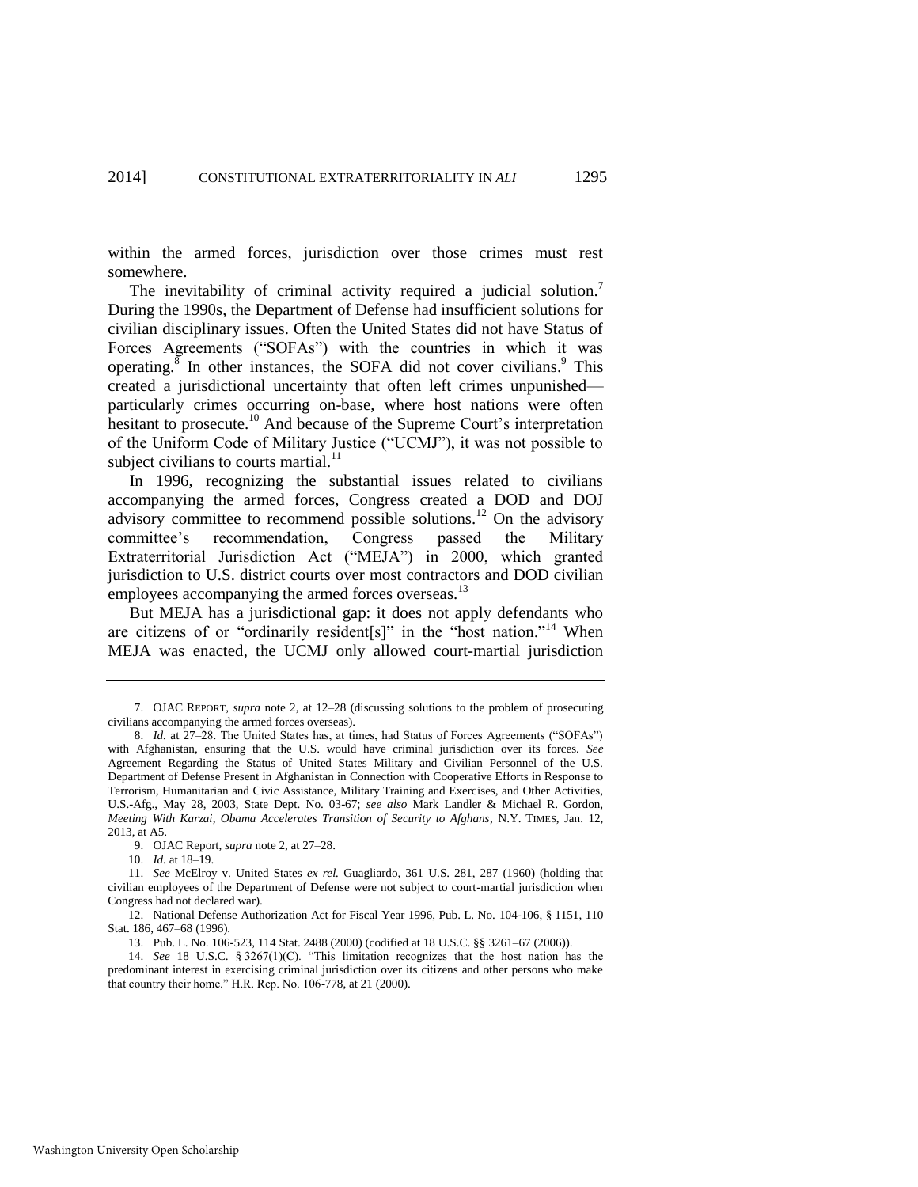within the armed forces, jurisdiction over those crimes must rest somewhere.

The inevitability of criminal activity required a judicial solution.[7] During the 1990s, the Department of Defense had insufficient solutions for civilian disciplinary issues. Often the United States did not have Status of Forces Agreements ("SOFAs") with the countries in which it was operating.[8] In other instances, the SOFA did not cover civilians.[9] This created a jurisdictional uncertainty that often left crimes unpunished—particularly crimes occurring on-base, where host nations were often hesitant to prosecute.[10] And because of the Supreme Court's interpretation of the Uniform Code of Military Justice ("UCMJ"), it was not possible to subject civilians to courts martial.[11]

In 1996, recognizing the substantial issues related to civilians accompanying the armed forces, Congress created a DOD and DOJ advisory committee to recommend possible solutions.[12] On the advisory committee's recommendation, Congress passed the Military Extraterritorial Jurisdiction Act ("MEJA") in 2000, which granted jurisdiction to U.S. district courts over most contractors and DOD civilian employees accompanying the armed forces overseas.[13]

But MEJA has a jurisdictional gap: it does not apply defendants who are citizens of or "ordinarily resident[s]" in the "host nation."[14] When MEJA was enacted, the UCMJ only allowed court-martial jurisdiction

---

7. OJAC REPORT, *supra* note 2, at 12–28 (discussing solutions to the problem of prosecuting civilians accompanying the armed forces overseas).

8. *Id.* at 27–28. The United States has, at times, had Status of Forces Agreements ("SOFAs") with Afghanistan, ensuring that the U.S. would have criminal jurisdiction over its forces. *See* Agreement Regarding the Status of United States Military and Civilian Personnel of the U.S. Department of Defense Present in Afghanistan in Connection with Cooperative Efforts in Response to Terrorism, Humanitarian and Civic Assistance, Military Training and Exercises, and Other Activities, U.S.-Afg., May 28, 2003, State Dept. No. 03-67; *see also* Mark Landler & Michael R. Gordon, *Meeting With Karzai, Obama Accelerates Transition of Security to Afghans*, N.Y. TIMES, Jan. 12, 2013, at A5.

9. OJAC Report, *supra* note 2, at 27–28.

10. *Id.* at 18–19.

11. *See* McElroy v. United States *ex rel.* Guagliardo, 361 U.S. 281, 287 (1960) (holding that civilian employees of the Department of Defense were not subject to court-martial jurisdiction when Congress had not declared war).

12. National Defense Authorization Act for Fiscal Year 1996, Pub. L. No. 104-106, § 1151, 110 Stat. 186, 467–68 (1996).

13. Pub. L. No. 106-523, 114 Stat. 2488 (2000) (codified at 18 U.S.C. §§ 3261–67 (2006)).

14. *See* 18 U.S.C. § 3267(1)(C). "This limitation recognizes that the host nation has the predominant interest in exercising criminal jurisdiction over its citizens and other persons who make that country their home." H.R. Rep. No. 106-778, at 21 (2000).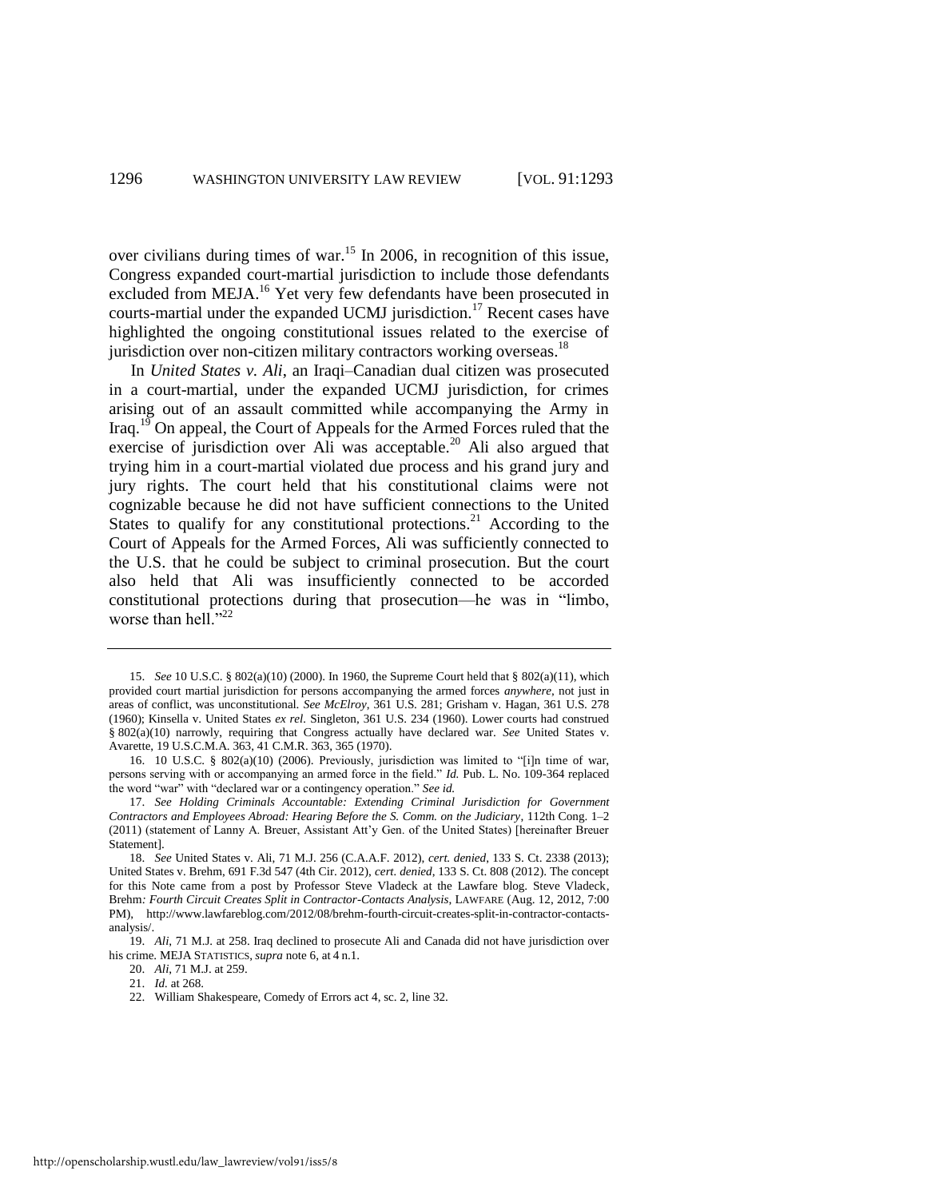over civilians during times of war.[15] In 2006, in recognition of this issue, Congress expanded court-martial jurisdiction to include those defendants excluded from MEJA.[16] Yet very few defendants have been prosecuted in courts-martial under the expanded UCMJ jurisdiction.[17] Recent cases have highlighted the ongoing constitutional issues related to the exercise of jurisdiction over non-citizen military contractors working overseas.[18]

In *United States v. Ali*, an Iraqi–Canadian dual citizen was prosecuted in a court-martial, under the expanded UCMJ jurisdiction, for crimes arising out of an assault committed while accompanying the Army in Iraq.[19] On appeal, the Court of Appeals for the Armed Forces ruled that the exercise of jurisdiction over Ali was acceptable.[20] Ali also argued that trying him in a court-martial violated due process and his grand jury and jury rights. The court held that his constitutional claims were not cognizable because he did not have sufficient connections to the United States to qualify for any constitutional protections.[21] According to the Court of Appeals for the Armed Forces, Ali was sufficiently connected to the U.S. that he could be subject to criminal prosecution. But the court also held that Ali was insufficiently connected to be accorded constitutional protections during that prosecution—he was in "limbo, worse than hell."[22]

---

15. *See* 10 U.S.C. § 802(a)(10) (2000). In 1960, the Supreme Court held that § 802(a)(11), which provided court martial jurisdiction for persons accompanying the armed forces *anywhere*, not just in areas of conflict, was unconstitutional. *See McElroy*, 361 U.S. 281; Grisham v. Hagan, 361 U.S. 278 (1960); Kinsella v. United States *ex rel.* Singleton, 361 U.S. 234 (1960). Lower courts had construed § 802(a)(10) narrowly, requiring that Congress actually have declared war. *See* United States v. Avarette, 19 U.S.C.M.A. 363, 41 C.M.R. 363, 365 (1970).

16. 10 U.S.C. § 802(a)(10) (2006). Previously, jurisdiction was limited to "[i]n time of war, persons serving with or accompanying an armed force in the field." *Id.* Pub. L. No. 109-364 replaced the word "war" with "declared war or a contingency operation." *See id.*

17. *See Holding Criminals Accountable: Extending Criminal Jurisdiction for Government Contractors and Employees Abroad: Hearing Before the S. Comm. on the Judiciary*, 112th Cong. 1–2 (2011) (statement of Lanny A. Breuer, Assistant Att'y Gen. of the United States) [hereinafter Breuer Statement].

18. *See* United States v. Ali, 71 M.J. 256 (C.A.A.F. 2012), *cert. denied*, 133 S. Ct. 2338 (2013); United States v. Brehm, 691 F.3d 547 (4th Cir. 2012), *cert. denied*, 133 S. Ct. 808 (2012). The concept for this Note came from a post by Professor Steve Vladeck at the Lawfare blog. Steve Vladeck, Brehm*: Fourth Circuit Creates Split in Contractor-Contacts Analysis*, LAWFARE (Aug. 12, 2012, 7:00 PM), http://www.lawfareblog.com/2012/08/brehm-fourth-circuit-creates-split-in-contractor-contacts-analysis/.

19. *Ali*, 71 M.J. at 258. Iraq declined to prosecute Ali and Canada did not have jurisdiction over his crime. MEJA STATISTICS, *supra* note 6, at 4 n.1.

20. *Ali*, 71 M.J. at 259.

21. *Id.* at 268.

22. William Shakespeare, Comedy of Errors act 4, sc. 2, line 32.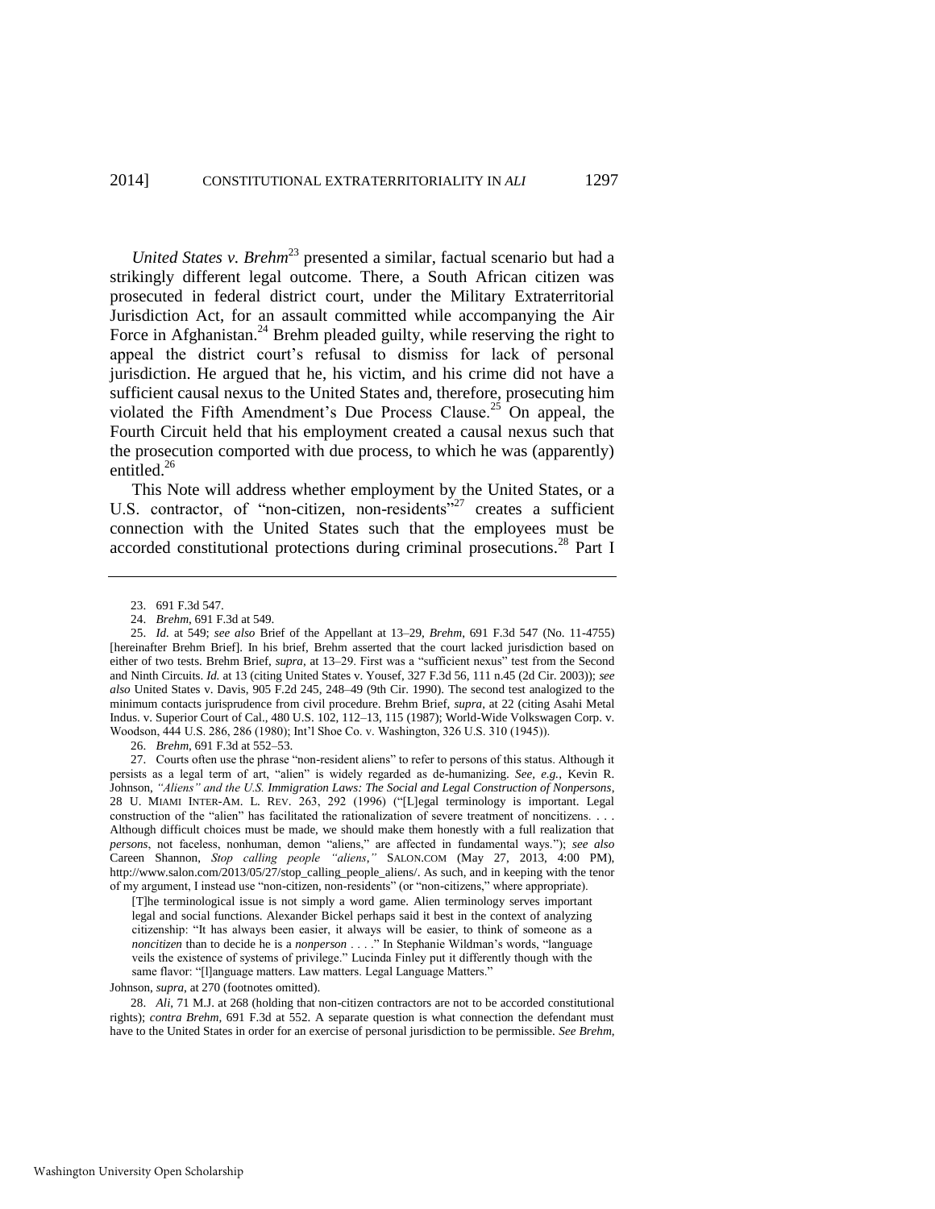*United States v. Brehm*[23] presented a similar, factual scenario but had a strikingly different legal outcome. There, a South African citizen was prosecuted in federal district court, under the Military Extraterritorial Jurisdiction Act, for an assault committed while accompanying the Air Force in Afghanistan.[24] Brehm pleaded guilty, while reserving the right to appeal the district court's refusal to dismiss for lack of personal jurisdiction. He argued that he, his victim, and his crime did not have a sufficient causal nexus to the United States and, therefore, prosecuting him violated the Fifth Amendment's Due Process Clause.[25] On appeal, the Fourth Circuit held that his employment created a causal nexus such that the prosecution comported with due process, to which he was (apparently) entitled.[26]

This Note will address whether employment by the United States, or a U.S. contractor, of "non-citizen, non-residents"[27] creates a sufficient connection with the United States such that the employees must be accorded constitutional protections during criminal prosecutions.[28] Part I

---

23. 691 F.3d 547.

24. *Brehm*, 691 F.3d at 549.

25. *Id.* at 549; *see also* Brief of the Appellant at 13–29, *Brehm*, 691 F.3d 547 (No. 11-4755) [hereinafter Brehm Brief]. In his brief, Brehm asserted that the court lacked jurisdiction based on either of two tests. Brehm Brief, *supra*, at 13–29. First was a "sufficient nexus" test from the Second and Ninth Circuits. *Id.* at 13 (citing United States v. Yousef, 327 F.3d 56, 111 n.45 (2d Cir. 2003)); *see also* United States v. Davis, 905 F.2d 245, 248–49 (9th Cir. 1990). The second test analogized to the minimum contacts jurisprudence from civil procedure. Brehm Brief, *supra*, at 22 (citing Asahi Metal Indus. v. Superior Court of Cal., 480 U.S. 102, 112–13, 115 (1987); World-Wide Volkswagen Corp. v. Woodson, 444 U.S. 286, 286 (1980); Int'l Shoe Co. v. Washington, 326 U.S. 310 (1945)).

26. *Brehm*, 691 F.3d at 552–53.

27. Courts often use the phrase "non-resident aliens" to refer to persons of this status. Although it persists as a legal term of art, "alien" is widely regarded as de-humanizing. *See, e.g.*, Kevin R. Johnson, *"Aliens" and the U.S. Immigration Laws: The Social and Legal Construction of Nonpersons*, 28 U. MIAMI INTER-AM. L. REV. 263, 292 (1996) ("[L]egal terminology is important. Legal construction of the "alien" has facilitated the rationalization of severe treatment of noncitizens. . . . Although difficult choices must be made, we should make them honestly with a full realization that *persons*, not faceless, nonhuman, demon "aliens," are affected in fundamental ways."); *see also* Careen Shannon, *Stop calling people "aliens*,*"* SALON.COM (May 27, 2013, 4:00 PM), http://www.salon.com/2013/05/27/stop_calling_people_aliens/. As such, and in keeping with the tenor of my argument, I instead use "non-citizen, non-residents" (or "non-citizens," where appropriate).

> [T]he terminological issue is not simply a word game. Alien terminology serves important legal and social functions. Alexander Bickel perhaps said it best in the context of analyzing citizenship: "It has always been easier, it always will be easier, to think of someone as a *noncitizen* than to decide he is a *nonperson* . . . ." In Stephanie Wildman's words, "language veils the existence of systems of privilege." Lucinda Finley put it differently though with the same flavor: "[l]anguage matters. Law matters. Legal Language Matters."

Johnson, *supra*, at 270 (footnotes omitted).

28. *Ali*, 71 M.J. at 268 (holding that non-citizen contractors are not to be accorded constitutional rights); *contra Brehm*, 691 F.3d at 552. A separate question is what connection the defendant must have to the United States in order for an exercise of personal jurisdiction to be permissible. *See Brehm*,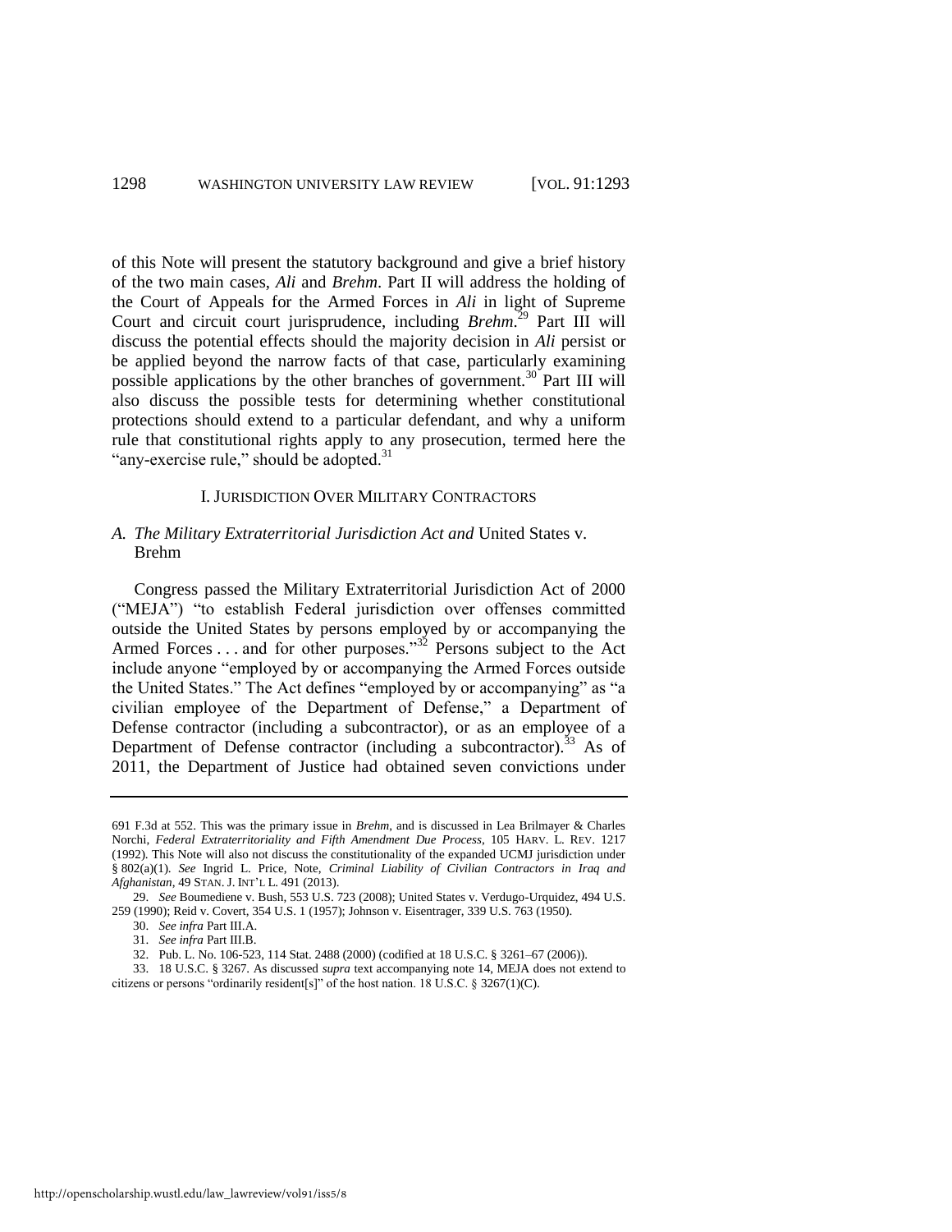of this Note will present the statutory background and give a brief history of the two main cases, *Ali* and *Brehm*. Part II will address the holding of the Court of Appeals for the Armed Forces in *Ali* in light of Supreme Court and circuit court jurisprudence, including *Brehm*.[29] Part III will discuss the potential effects should the majority decision in *Ali* persist or be applied beyond the narrow facts of that case, particularly examining possible applications by the other branches of government.[30] Part III will also discuss the possible tests for determining whether constitutional protections should extend to a particular defendant, and why a uniform rule that constitutional rights apply to any prosecution, termed here the "any-exercise rule," should be adopted.[31]

## I. JURISDICTION OVER MILITARY CONTRACTORS

### A. *The Military Extraterritorial Jurisdiction Act and* United States v. Brehm

Congress passed the Military Extraterritorial Jurisdiction Act of 2000 ("MEJA") "to establish Federal jurisdiction over offenses committed outside the United States by persons employed by or accompanying the Armed Forces . . . and for other purposes."[32] Persons subject to the Act include anyone "employed by or accompanying the Armed Forces outside the United States." The Act defines "employed by or accompanying" as "a civilian employee of the Department of Defense," a Department of Defense contractor (including a subcontractor), or as an employee of a Department of Defense contractor (including a subcontractor).[33] As of 2011, the Department of Justice had obtained seven convictions under

---

691 F.3d at 552. This was the primary issue in *Brehm*, and is discussed in Lea Brilmayer & Charles Norchi, *Federal Extraterritoriality and Fifth Amendment Due Process*, 105 HARV. L. REV. 1217 (1992). This Note will also not discuss the constitutionality of the expanded UCMJ jurisdiction under § 802(a)(1). *See* Ingrid L. Price, Note, *Criminal Liability of Civilian Contractors in Iraq and Afghanistan*, 49 STAN. J. INT'L L. 491 (2013).

29. *See* Boumediene v. Bush, 553 U.S. 723 (2008); United States v. Verdugo-Urquidez, 494 U.S. 259 (1990); Reid v. Covert, 354 U.S. 1 (1957); Johnson v. Eisentrager, 339 U.S. 763 (1950).

30. *See infra* Part III.A.

31. *See infra* Part III.B.

32. Pub. L. No. 106-523, 114 Stat. 2488 (2000) (codified at 18 U.S.C. § 3261–67 (2006)).

33. 18 U.S.C. § 3267. As discussed *supra* text accompanying note 14, MEJA does not extend to citizens or persons "ordinarily resident[s]" of the host nation. 18 U.S.C. § 3267(1)(C).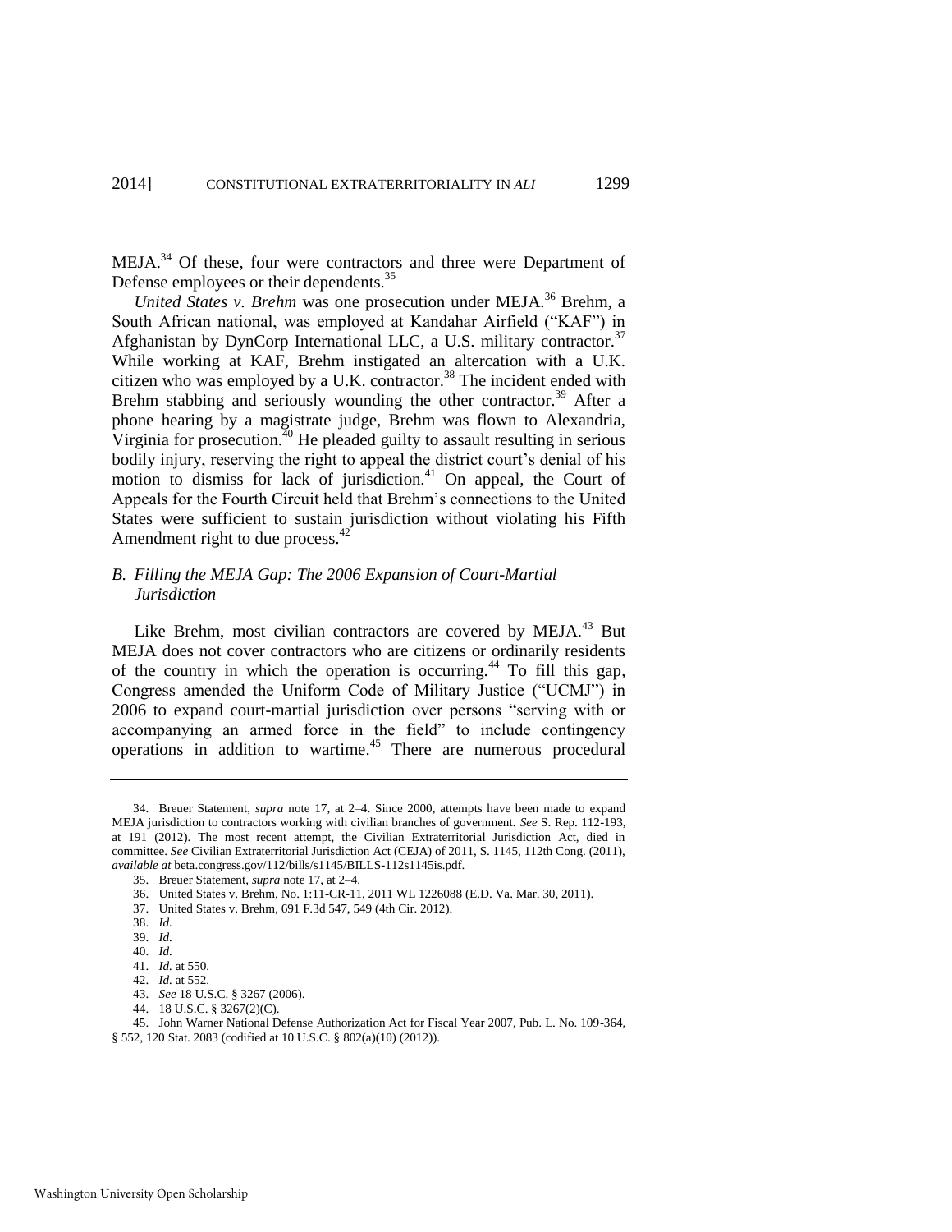MEJA.[34] Of these, four were contractors and three were Department of Defense employees or their dependents.[35]

*United States v. Brehm* was one prosecution under MEJA.[36] Brehm, a South African national, was employed at Kandahar Airfield ("KAF") in Afghanistan by DynCorp International LLC, a U.S. military contractor.[37] While working at KAF, Brehm instigated an altercation with a U.K. citizen who was employed by a U.K. contractor.[38] The incident ended with Brehm stabbing and seriously wounding the other contractor.[39] After a phone hearing by a magistrate judge, Brehm was flown to Alexandria, Virginia for prosecution.[40] He pleaded guilty to assault resulting in serious bodily injury, reserving the right to appeal the district court's denial of his motion to dismiss for lack of jurisdiction.[41] On appeal, the Court of Appeals for the Fourth Circuit held that Brehm's connections to the United States were sufficient to sustain jurisdiction without violating his Fifth Amendment right to due process.[42]

### *B. Filling the MEJA Gap: The 2006 Expansion of Court-Martial Jurisdiction*

Like Brehm, most civilian contractors are covered by MEJA.[43] But MEJA does not cover contractors who are citizens or ordinarily residents of the country in which the operation is occurring.[44] To fill this gap, Congress amended the Uniform Code of Military Justice ("UCMJ") in 2006 to expand court-martial jurisdiction over persons "serving with or accompanying an armed force in the field" to include contingency operations in addition to wartime.[45] There are numerous procedural

---

34. Breuer Statement, *supra* note 17, at 2–4. Since 2000, attempts have been made to expand MEJA jurisdiction to contractors working with civilian branches of government. *See* S. Rep. 112-193, at 191 (2012). The most recent attempt, the Civilian Extraterritorial Jurisdiction Act, died in committee. *See* Civilian Extraterritorial Jurisdiction Act (CEJA) of 2011, S. 1145, 112th Cong. (2011), *available at* beta.congress.gov/112/bills/s1145/BILLS-112s1145is.pdf.

35. Breuer Statement, *supra* note 17, at 2–4.

36. United States v. Brehm, No. 1:11-CR-11, 2011 WL 1226088 (E.D. Va. Mar. 30, 2011).

37. United States v. Brehm, 691 F.3d 547, 549 (4th Cir. 2012).

38. *Id.*

39. *Id.*

40. *Id.*

41. *Id.* at 550.

42. *Id.* at 552.

43. *See* 18 U.S.C. § 3267 (2006).

44. 18 U.S.C. § 3267(2)(C).

45. John Warner National Defense Authorization Act for Fiscal Year 2007, Pub. L. No. 109-364, § 552, 120 Stat. 2083 (codified at 10 U.S.C. § 802(a)(10) (2012)).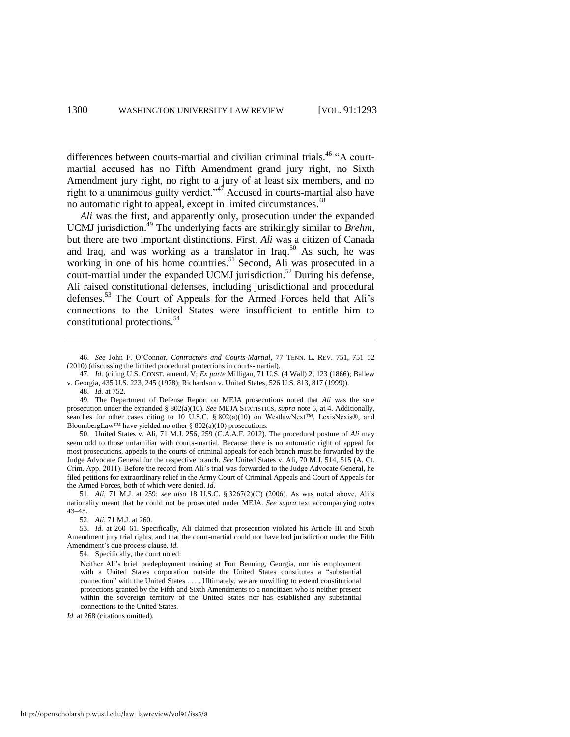differences between courts-martial and civilian criminal trials.[46] "A court-martial accused has no Fifth Amendment grand jury right, no Sixth Amendment jury right, no right to a jury of at least six members, and no right to a unanimous guilty verdict."[47] Accused in courts-martial also have no automatic right to appeal, except in limited circumstances.[48]

*Ali* was the first, and apparently only, prosecution under the expanded UCMJ jurisdiction.[49] The underlying facts are strikingly similar to *Brehm*, but there are two important distinctions. First, *Ali* was a citizen of Canada and Iraq, and was working as a translator in Iraq.[50] As such, he was working in one of his home countries.[51] Second, Ali was prosecuted in a court-martial under the expanded UCMJ jurisdiction.[52] During his defense, Ali raised constitutional defenses, including jurisdictional and procedural defenses.[53] The Court of Appeals for the Armed Forces held that Ali's connections to the United States were insufficient to entitle him to constitutional protections.[54]

---

46. *See* John F. O'Connor, *Contractors and Courts-Martial*, 77 TENN. L. REV. 751, 751–52 (2010) (discussing the limited procedural protections in courts-martial).

47. *Id.* (citing U.S. CONST. amend. V; *Ex parte* Milligan, 71 U.S. (4 Wall) 2, 123 (1866); Ballew v. Georgia, 435 U.S. 223, 245 (1978); Richardson v. United States, 526 U.S. 813, 817 (1999)).

48. *Id.* at 752.

49. The Department of Defense Report on MEJA prosecutions noted that *Ali* was the sole prosecution under the expanded § 802(a)(10). *See* MEJA STATISTICS, *supra* note 6, at 4. Additionally, searches for other cases citing to 10 U.S.C. § 802(a)(10) on WestlawNext™, LexisNexis®, and BloombergLaw™ have yielded no other § 802(a)(10) prosecutions.

50. United States v. Ali, 71 M.J. 256, 259 (C.A.A.F. 2012). The procedural posture of *Ali* may seem odd to those unfamiliar with courts-martial. Because there is no automatic right of appeal for most prosecutions, appeals to the courts of criminal appeals for each branch must be forwarded by the Judge Advocate General for the respective branch. *See* United States v. Ali, 70 M.J. 514, 515 (A. Ct. Crim. App. 2011). Before the record from Ali's trial was forwarded to the Judge Advocate General, he filed petitions for extraordinary relief in the Army Court of Criminal Appeals and Court of Appeals for the Armed Forces, both of which were denied. *Id.*

51. *Ali*, 71 M.J. at 259; *see also* 18 U.S.C. § 3267(2)(C) (2006). As was noted above, Ali's nationality meant that he could not be prosecuted under MEJA. *See supra* text accompanying notes 43–45.

52. *Ali*, 71 M.J. at 260.

53. *Id.* at 260–61. Specifically, Ali claimed that prosecution violated his Article III and Sixth Amendment jury trial rights, and that the court-martial could not have had jurisdiction under the Fifth Amendment's due process clause. *Id.*

54. Specifically, the court noted:

> Neither Ali's brief predeployment training at Fort Benning, Georgia, nor his employment with a United States corporation outside the United States constitutes a "substantial connection" with the United States . . . . Ultimately, we are unwilling to extend constitutional protections granted by the Fifth and Sixth Amendments to a noncitizen who is neither present within the sovereign territory of the United States nor has established any substantial connections to the United States.

*Id.* at 268 (citations omitted).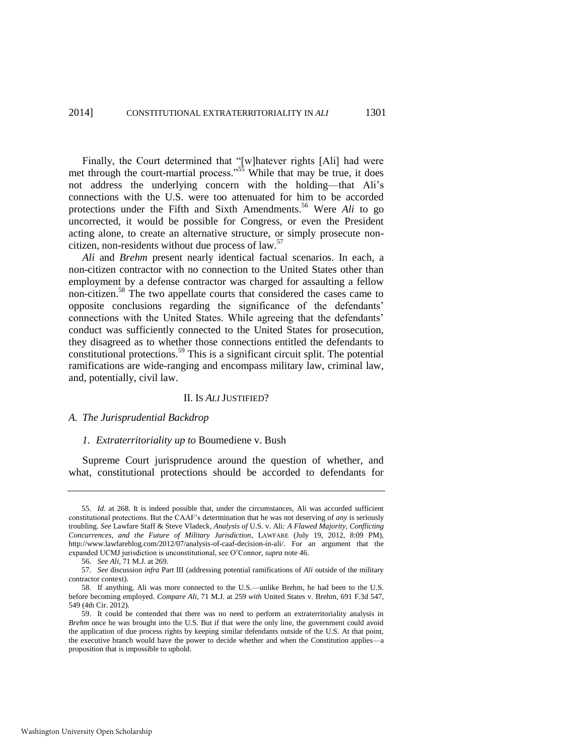Finally, the Court determined that "[w]hatever rights [Ali] had were met through the court-martial process."[55] While that may be true, it does not address the underlying concern with the holding—that Ali's connections with the U.S. were too attenuated for him to be accorded protections under the Fifth and Sixth Amendments.[56] Were *Ali* to go uncorrected, it would be possible for Congress, or even the President acting alone, to create an alternative structure, or simply prosecute non-citizen, non-residents without due process of law.[57]

*Ali* and *Brehm* present nearly identical factual scenarios. In each, a non-citizen contractor with no connection to the United States other than employment by a defense contractor was charged for assaulting a fellow non-citizen.[58] The two appellate courts that considered the cases came to opposite conclusions regarding the significance of the defendants' connections with the United States. While agreeing that the defendants' conduct was sufficiently connected to the United States for prosecution, they disagreed as to whether those connections entitled the defendants to constitutional protections.[59] This is a significant circuit split. The potential ramifications are wide-ranging and encompass military law, criminal law, and, potentially, civil law.

## II. IS *ALI* JUSTIFIED?

### *A. The Jurisprudential Backdrop*

#### *1. Extraterritoriality up to* Boumediene v. Bush

Supreme Court jurisprudence around the question of whether, and what, constitutional protections should be accorded to defendants for

---

55. *Id.* at 268. It is indeed possible that, under the circumstances, Ali was accorded sufficient constitutional protections. But the CAAF's determination that he was not deserving of *any* is seriously troubling. *See* Lawfare Staff & Steve Vladeck, *Analysis of* U.S. v. Ali*: A Flawed Majority, Conflicting Concurrences, and the Future of Military Jurisdiction*, LAWFARE (July 19, 2012, 8:09 PM), http://www.lawfareblog.com/2012/07/analysis-of-caaf-decision-in-ali/. For an argument that the expanded UCMJ jurisdiction is unconstitutional, see O'Connor, *supra* note 46.

56. *See Ali*, 71 M.J. at 269.

57. *See* discussion *infra* Part III (addressing potential ramifications of *Ali* outside of the military contractor context).

58. If anything, Ali was more connected to the U.S.—unlike Brehm, he had been to the U.S. before becoming employed. *Compare Ali*, 71 M.J. at 259 *with* United States v. Brehm, 691 F.3d 547, 549 (4th Cir. 2012).

59. It could be contended that there was no need to perform an extraterritoriality analysis in *Brehm* once he was brought into the U.S. But if that were the only line, the government could avoid the application of due process rights by keeping similar defendants outside of the U.S. At that point, the executive branch would have the power to decide whether and when the Constitution applies—a proposition that is impossible to uphold.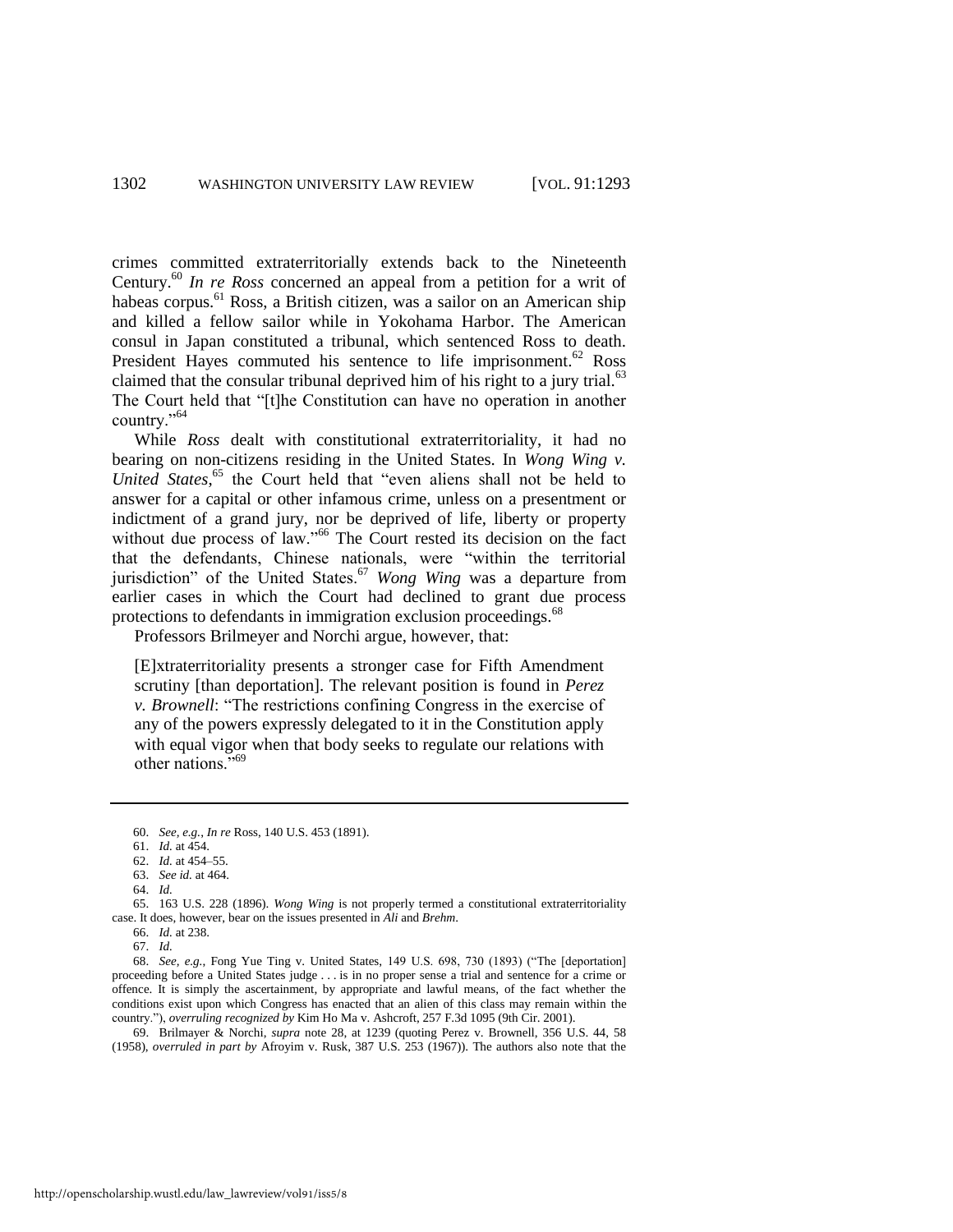crimes committed extraterritorially extends back to the Nineteenth Century.[60] *In re Ross* concerned an appeal from a petition for a writ of habeas corpus.[61] Ross, a British citizen, was a sailor on an American ship and killed a fellow sailor while in Yokohama Harbor. The American consul in Japan constituted a tribunal, which sentenced Ross to death. President Hayes commuted his sentence to life imprisonment.[62] Ross claimed that the consular tribunal deprived him of his right to a jury trial.[63] The Court held that "[t]he Constitution can have no operation in another country."[64]

While *Ross* dealt with constitutional extraterritoriality, it had no bearing on non-citizens residing in the United States. In *Wong Wing v. United States*,[65] the Court held that "even aliens shall not be held to answer for a capital or other infamous crime, unless on a presentment or indictment of a grand jury, nor be deprived of life, liberty or property without due process of law."[66] The Court rested its decision on the fact that the defendants, Chinese nationals, were "within the territorial jurisdiction" of the United States.[67] *Wong Wing* was a departure from earlier cases in which the Court had declined to grant due process protections to defendants in immigration exclusion proceedings.[68]

Professors Brilmeyer and Norchi argue, however, that:

> [E]xtraterritoriality presents a stronger case for Fifth Amendment scrutiny [than deportation]. The relevant position is found in *Perez v. Brownell*: "The restrictions confining Congress in the exercise of any of the powers expressly delegated to it in the Constitution apply with equal vigor when that body seeks to regulate our relations with other nations."[69]

---

60. *See, e.g.*, *In re* Ross, 140 U.S. 453 (1891).

61. *Id.* at 454.

62. *Id.* at 454–55.

63. *See id.* at 464.

64. *Id.*

65. 163 U.S. 228 (1896). *Wong Wing* is not properly termed a constitutional extraterritoriality case. It does, however, bear on the issues presented in *Ali* and *Brehm*.

66. *Id.* at 238.

67. *Id.*

68. *See, e.g.*, Fong Yue Ting v. United States, 149 U.S. 698, 730 (1893) ("The [deportation] proceeding before a United States judge . . . is in no proper sense a trial and sentence for a crime or offence. It is simply the ascertainment, by appropriate and lawful means, of the fact whether the conditions exist upon which Congress has enacted that an alien of this class may remain within the country."), *overruling recognized by* Kim Ho Ma v. Ashcroft, 257 F.3d 1095 (9th Cir. 2001).

69. Brilmayer & Norchi, *supra* note 28, at 1239 (quoting Perez v. Brownell, 356 U.S. 44, 58 (1958), *overruled in part by* Afroyim v. Rusk, 387 U.S. 253 (1967)). The authors also note that the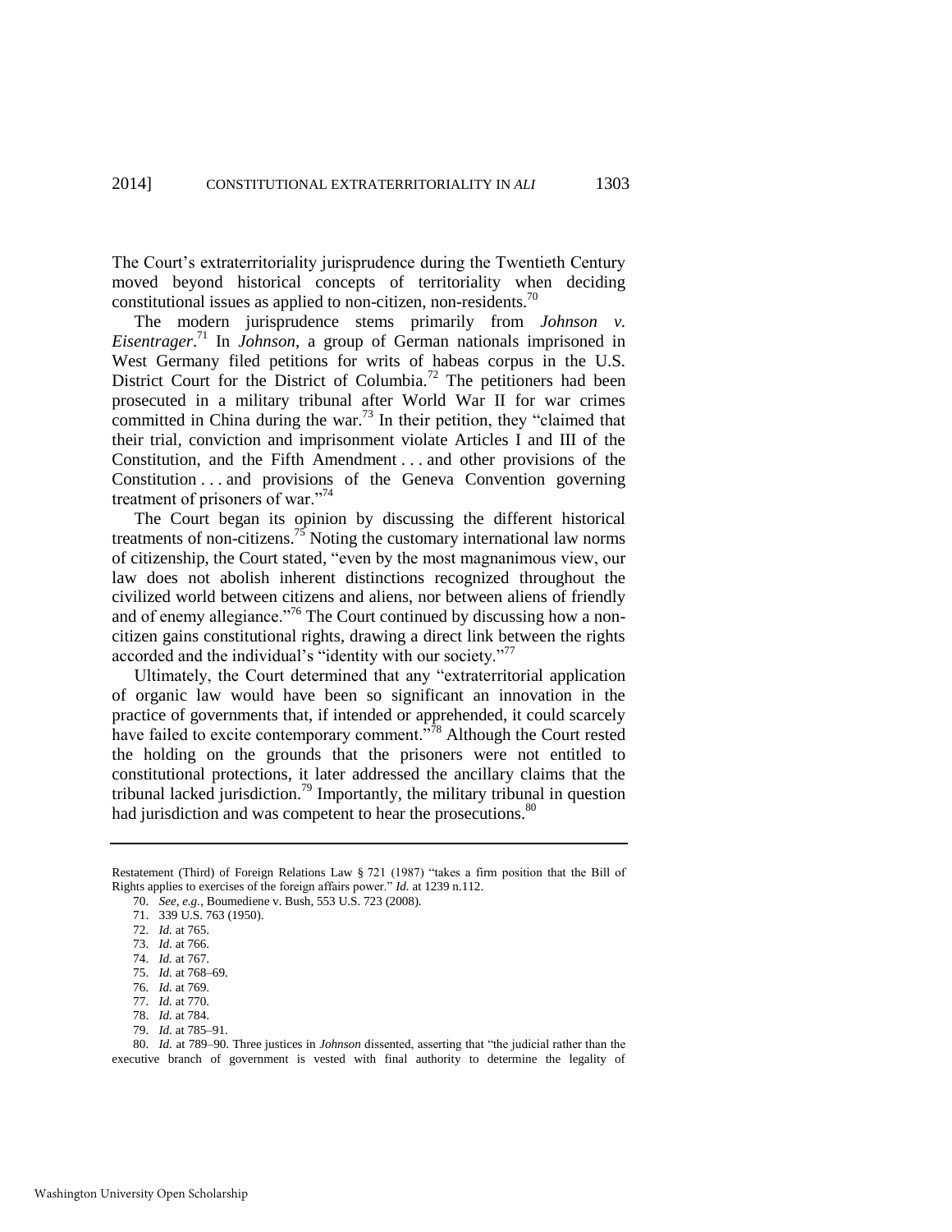The Court's extraterritoriality jurisprudence during the Twentieth Century moved beyond historical concepts of territoriality when deciding constitutional issues as applied to non-citizen, non-residents.[70]

The modern jurisprudence stems primarily from *Johnson v. Eisentrager*.[71] In *Johnson*, a group of German nationals imprisoned in West Germany filed petitions for writs of habeas corpus in the U.S. District Court for the District of Columbia.[72] The petitioners had been prosecuted in a military tribunal after World War II for war crimes committed in China during the war.[73] In their petition, they "claimed that their trial, conviction and imprisonment violate Articles I and III of the Constitution, and the Fifth Amendment . . . and other provisions of the Constitution . . . and provisions of the Geneva Convention governing treatment of prisoners of war."[74]

The Court began its opinion by discussing the different historical treatments of non-citizens.[75] Noting the customary international law norms of citizenship, the Court stated, "even by the most magnanimous view, our law does not abolish inherent distinctions recognized throughout the civilized world between citizens and aliens, nor between aliens of friendly and of enemy allegiance."[76] The Court continued by discussing how a non-citizen gains constitutional rights, drawing a direct link between the rights accorded and the individual's "identity with our society."[77]

Ultimately, the Court determined that any "extraterritorial application of organic law would have been so significant an innovation in the practice of governments that, if intended or apprehended, it could scarcely have failed to excite contemporary comment."[78] Although the Court rested the holding on the grounds that the prisoners were not entitled to constitutional protections, it later addressed the ancillary claims that the tribunal lacked jurisdiction.[79] Importantly, the military tribunal in question had jurisdiction and was competent to hear the prosecutions.[80]

---

Restatement (Third) of Foreign Relations Law § 721 (1987) "takes a firm position that the Bill of Rights applies to exercises of the foreign affairs power." *Id.* at 1239 n.112.

70. *See, e.g.*, Boumediene v. Bush, 553 U.S. 723 (2008).

71. 339 U.S. 763 (1950).

72. *Id.* at 765.

73. *Id.* at 766.

74. *Id.* at 767.

75. *Id.* at 768–69.

76. *Id.* at 769.

77. *Id.* at 770.

78. *Id.* at 784.

79. *Id.* at 785–91.

80. *Id.* at 789–90. Three justices in *Johnson* dissented, asserting that "the judicial rather than the executive branch of government is vested with final authority to determine the legality of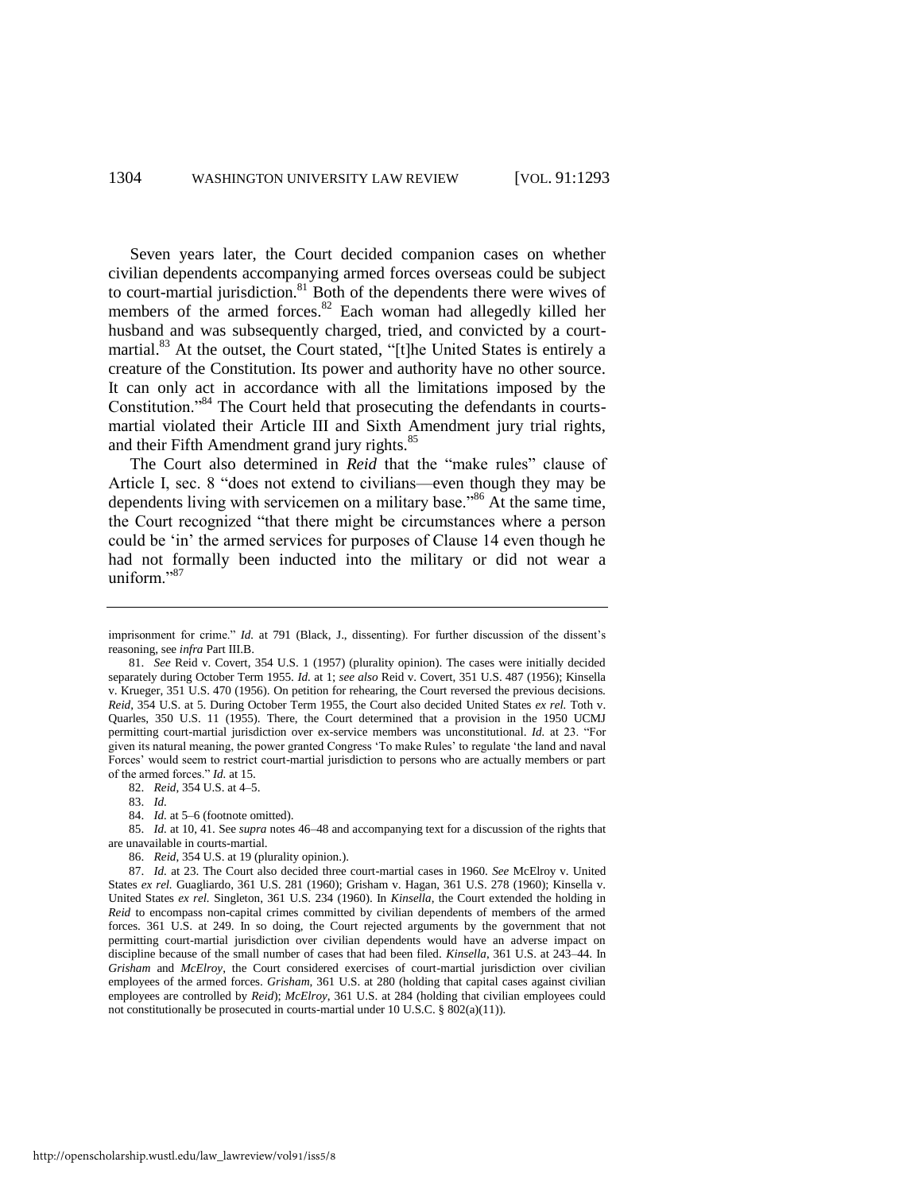Seven years later, the Court decided companion cases on whether civilian dependents accompanying armed forces overseas could be subject to court-martial jurisdiction.[81] Both of the dependents there were wives of members of the armed forces.[82] Each woman had allegedly killed her husband and was subsequently charged, tried, and convicted by a court-martial.[83] At the outset, the Court stated, "[t]he United States is entirely a creature of the Constitution. Its power and authority have no other source. It can only act in accordance with all the limitations imposed by the Constitution."[84] The Court held that prosecuting the defendants in courts-martial violated their Article III and Sixth Amendment jury trial rights, and their Fifth Amendment grand jury rights.[85]

The Court also determined in *Reid* that the "make rules" clause of Article I, sec. 8 "does not extend to civilians—even though they may be dependents living with servicemen on a military base."[86] At the same time, the Court recognized "that there might be circumstances where a person could be 'in' the armed services for purposes of Clause 14 even though he had not formally been inducted into the military or did not wear a uniform."[87]

---

imprisonment for crime." *Id.* at 791 (Black, J., dissenting). For further discussion of the dissent's reasoning, see *infra* Part III.B.

81. *See* Reid v. Covert, 354 U.S. 1 (1957) (plurality opinion). The cases were initially decided separately during October Term 1955. *Id.* at 1; *see also* Reid v. Covert, 351 U.S. 487 (1956); Kinsella v. Krueger, 351 U.S. 470 (1956). On petition for rehearing, the Court reversed the previous decisions. *Reid*, 354 U.S. at 5. During October Term 1955, the Court also decided United States *ex rel.* Toth v. Quarles, 350 U.S. 11 (1955). There, the Court determined that a provision in the 1950 UCMJ permitting court-martial jurisdiction over ex-service members was unconstitutional. *Id.* at 23. "For given its natural meaning, the power granted Congress 'To make Rules' to regulate 'the land and naval Forces' would seem to restrict court-martial jurisdiction to persons who are actually members or part of the armed forces." *Id.* at 15.

82. *Reid*, 354 U.S. at 4–5.

83. *Id.*

84. *Id.* at 5–6 (footnote omitted).

85. *Id.* at 10, 41. See *supra* notes 46–48 and accompanying text for a discussion of the rights that are unavailable in courts-martial.

86. *Reid*, 354 U.S. at 19 (plurality opinion.).

87. *Id.* at 23. The Court also decided three court-martial cases in 1960. *See* McElroy v. United States *ex rel.* Guagliardo, 361 U.S. 281 (1960); Grisham v. Hagan, 361 U.S. 278 (1960); Kinsella v. United States *ex rel.* Singleton, 361 U.S. 234 (1960). In *Kinsella*, the Court extended the holding in *Reid* to encompass non-capital crimes committed by civilian dependents of members of the armed forces. 361 U.S. at 249. In so doing, the Court rejected arguments by the government that not permitting court-martial jurisdiction over civilian dependents would have an adverse impact on discipline because of the small number of cases that had been filed. *Kinsella*, 361 U.S. at 243–44. In *Grisham* and *McElroy*, the Court considered exercises of court-martial jurisdiction over civilian employees of the armed forces. *Grisham*, 361 U.S. at 280 (holding that capital cases against civilian employees are controlled by *Reid*); *McElroy*, 361 U.S. at 284 (holding that civilian employees could not constitutionally be prosecuted in courts-martial under 10 U.S.C. § 802(a)(11)).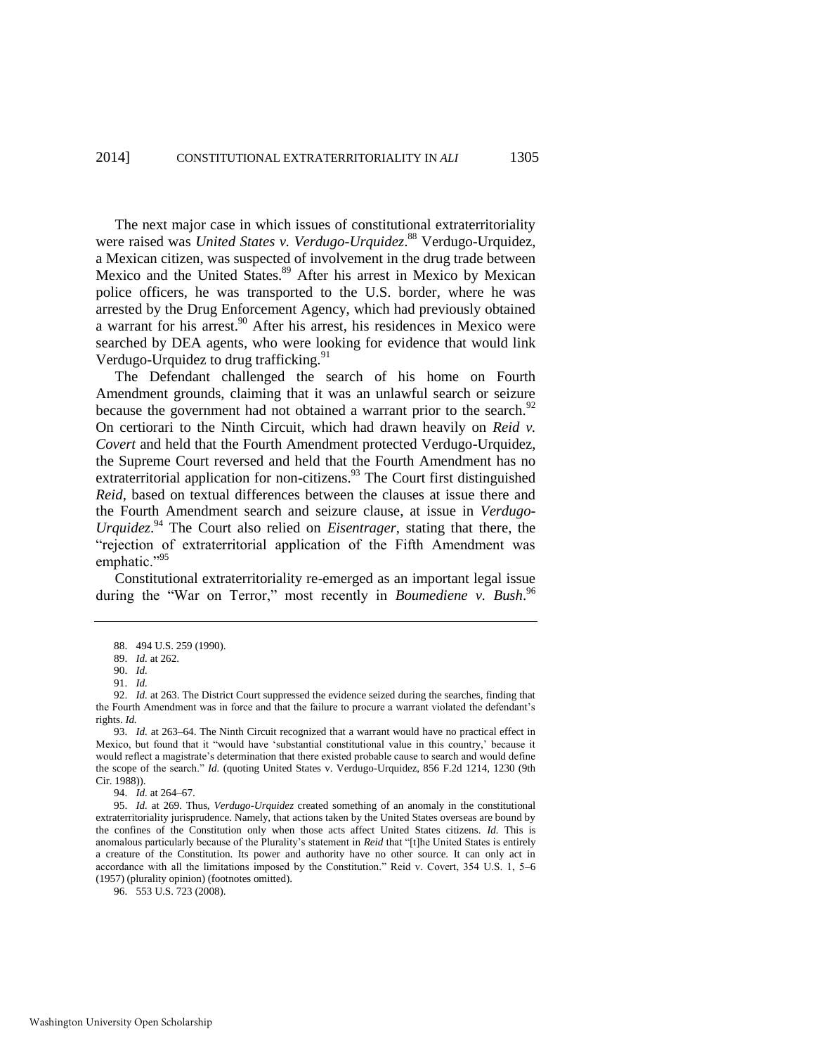The next major case in which issues of constitutional extraterritoriality were raised was *United States v. Verdugo-Urquidez*.[88] Verdugo-Urquidez, a Mexican citizen, was suspected of involvement in the drug trade between Mexico and the United States.[89] After his arrest in Mexico by Mexican police officers, he was transported to the U.S. border, where he was arrested by the Drug Enforcement Agency, which had previously obtained a warrant for his arrest.[90] After his arrest, his residences in Mexico were searched by DEA agents, who were looking for evidence that would link Verdugo-Urquidez to drug trafficking.[91]

The Defendant challenged the search of his home on Fourth Amendment grounds, claiming that it was an unlawful search or seizure because the government had not obtained a warrant prior to the search.[92] On certiorari to the Ninth Circuit, which had drawn heavily on *Reid v. Covert* and held that the Fourth Amendment protected Verdugo-Urquidez, the Supreme Court reversed and held that the Fourth Amendment has no extraterritorial application for non-citizens.[93] The Court first distinguished *Reid*, based on textual differences between the clauses at issue there and the Fourth Amendment search and seizure clause, at issue in *Verdugo-Urquidez*.[94] The Court also relied on *Eisentrager*, stating that there, the "rejection of extraterritorial application of the Fifth Amendment was emphatic."[95]

Constitutional extraterritoriality re-emerged as an important legal issue during the "War on Terror," most recently in *Boumediene v. Bush*.[96]

---

88. 494 U.S. 259 (1990).

89. *Id.* at 262.

90. *Id.*

91. *Id.*

92. *Id.* at 263. The District Court suppressed the evidence seized during the searches, finding that the Fourth Amendment was in force and that the failure to procure a warrant violated the defendant's rights. *Id.*

93. *Id.* at 263–64. The Ninth Circuit recognized that a warrant would have no practical effect in Mexico, but found that it "would have 'substantial constitutional value in this country,' because it would reflect a magistrate's determination that there existed probable cause to search and would define the scope of the search." *Id.* (quoting United States v. Verdugo-Urquidez, 856 F.2d 1214, 1230 (9th Cir. 1988)).

94. *Id.* at 264–67.

95. *Id.* at 269. Thus, *Verdugo-Urquidez* created something of an anomaly in the constitutional extraterritoriality jurisprudence. Namely, that actions taken by the United States overseas are bound by the confines of the Constitution only when those acts affect United States citizens. *Id.* This is anomalous particularly because of the Plurality's statement in *Reid* that "[t]he United States is entirely a creature of the Constitution. Its power and authority have no other source. It can only act in accordance with all the limitations imposed by the Constitution." Reid v. Covert, 354 U.S. 1, 5–6 (1957) (plurality opinion) (footnotes omitted).

96. 553 U.S. 723 (2008).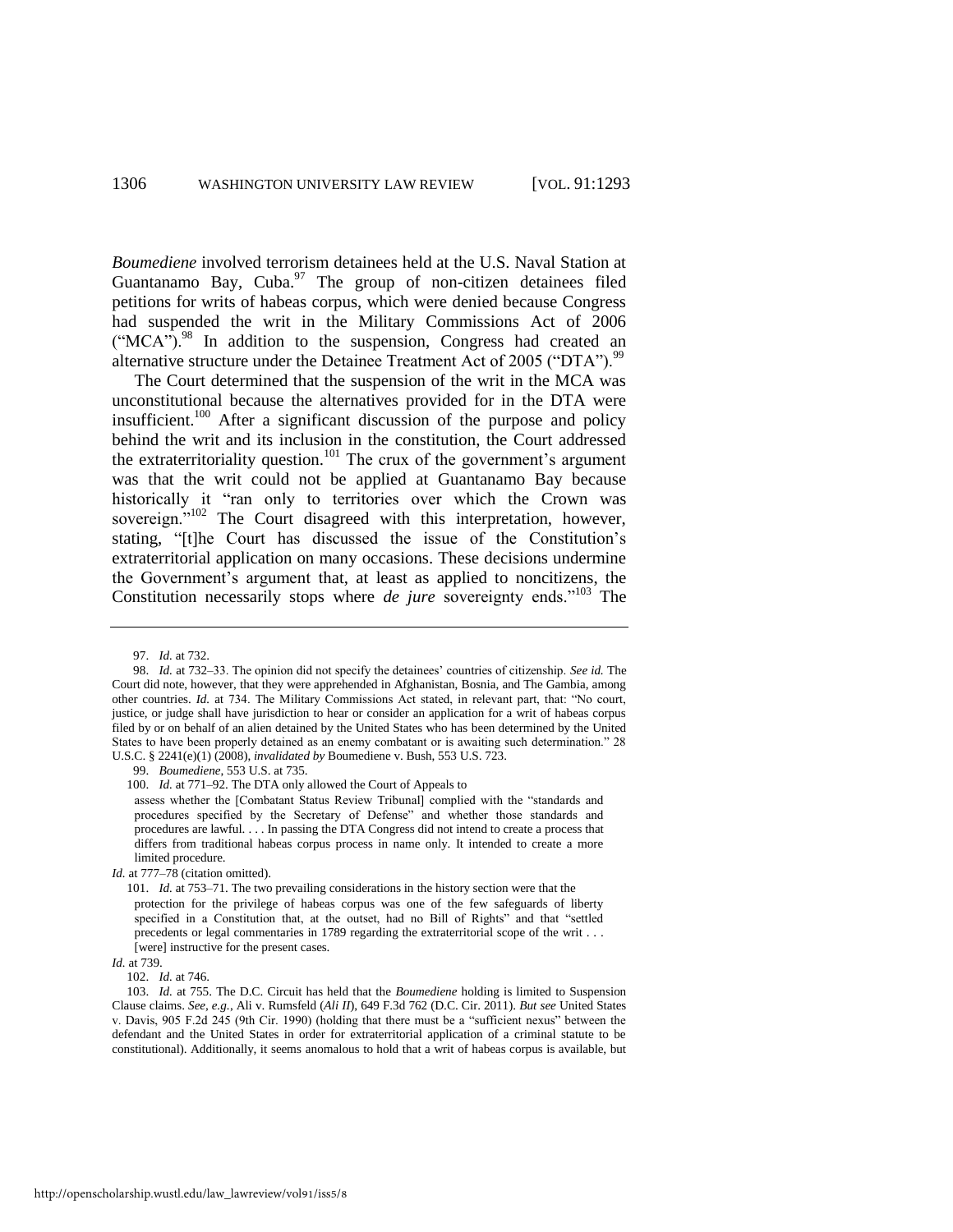*Boumediene* involved terrorism detainees held at the U.S. Naval Station at Guantanamo Bay, Cuba.[97] The group of non-citizen detainees filed petitions for writs of habeas corpus, which were denied because Congress had suspended the writ in the Military Commissions Act of 2006 ("MCA").[98] In addition to the suspension, Congress had created an alternative structure under the Detainee Treatment Act of 2005 ("DTA").[99]

The Court determined that the suspension of the writ in the MCA was unconstitutional because the alternatives provided for in the DTA were insufficient.[100] After a significant discussion of the purpose and policy behind the writ and its inclusion in the constitution, the Court addressed the extraterritoriality question.[101] The crux of the government's argument was that the writ could not be applied at Guantanamo Bay because historically it "ran only to territories over which the Crown was sovereign."[102] The Court disagreed with this interpretation, however, stating, "[t]he Court has discussed the issue of the Constitution's extraterritorial application on many occasions. These decisions undermine the Government's argument that, at least as applied to noncitizens, the Constitution necessarily stops where *de jure* sovereignty ends."[103] The

---

97. *Id.* at 732.

98. *Id.* at 732–33. The opinion did not specify the detainees' countries of citizenship. *See id.* The Court did note, however, that they were apprehended in Afghanistan, Bosnia, and The Gambia, among other countries. *Id.* at 734. The Military Commissions Act stated, in relevant part, that: "No court, justice, or judge shall have jurisdiction to hear or consider an application for a writ of habeas corpus filed by or on behalf of an alien detained by the United States who has been determined by the United States to have been properly detained as an enemy combatant or is awaiting such determination." 28 U.S.C. § 2241(e)(1) (2008), *invalidated by* Boumediene v. Bush, 553 U.S. 723.

99. *Boumediene*, 553 U.S. at 735.

100. *Id.* at 771–92. The DTA only allowed the Court of Appeals to

> assess whether the [Combatant Status Review Tribunal] complied with the "standards and procedures specified by the Secretary of Defense" and whether those standards and procedures are lawful. . . . In passing the DTA Congress did not intend to create a process that differs from traditional habeas corpus process in name only. It intended to create a more limited procedure.

*Id.* at 777–78 (citation omitted).

101. *Id.* at 753–71. The two prevailing considerations in the history section were that the

> protection for the privilege of habeas corpus was one of the few safeguards of liberty specified in a Constitution that, at the outset, had no Bill of Rights" and that "settled precedents or legal commentaries in 1789 regarding the extraterritorial scope of the writ . . . [were] instructive for the present cases.

*Id.* at 739.

102. *Id.* at 746.

103. *Id.* at 755. The D.C. Circuit has held that the *Boumediene* holding is limited to Suspension Clause claims. *See, e.g.*, Ali v. Rumsfeld (*Ali II*), 649 F.3d 762 (D.C. Cir. 2011). *But see* United States v. Davis, 905 F.2d 245 (9th Cir. 1990) (holding that there must be a "sufficient nexus" between the defendant and the United States in order for extraterritorial application of a criminal statute to be constitutional). Additionally, it seems anomalous to hold that a writ of habeas corpus is available, but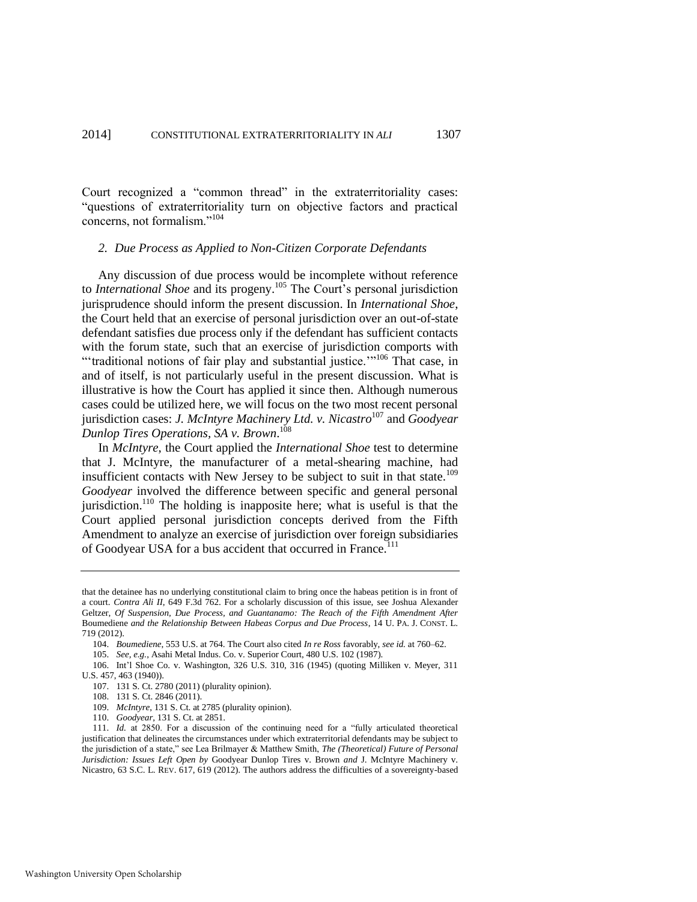Court recognized a "common thread" in the extraterritoriality cases: "questions of extraterritoriality turn on objective factors and practical concerns, not formalism."[104]

### *2. Due Process as Applied to Non-Citizen Corporate Defendants*

Any discussion of due process would be incomplete without reference to *International Shoe* and its progeny.[105] The Court's personal jurisdiction jurisprudence should inform the present discussion. In *International Shoe*, the Court held that an exercise of personal jurisdiction over an out-of-state defendant satisfies due process only if the defendant has sufficient contacts with the forum state, such that an exercise of jurisdiction comports with "'traditional notions of fair play and substantial justice.'"[106] That case, in and of itself, is not particularly useful in the present discussion. What is illustrative is how the Court has applied it since then. Although numerous cases could be utilized here, we will focus on the two most recent personal jurisdiction cases: *J. McIntyre Machinery Ltd. v. Nicastro*[107] and *Goodyear Dunlop Tires Operations, SA v. Brown*.[108]

In *McIntyre*, the Court applied the *International Shoe* test to determine that J. McIntyre, the manufacturer of a metal-shearing machine, had insufficient contacts with New Jersey to be subject to suit in that state.[109] *Goodyear* involved the difference between specific and general personal jurisdiction.[110] The holding is inapposite here; what is useful is that the Court applied personal jurisdiction concepts derived from the Fifth Amendment to analyze an exercise of jurisdiction over foreign subsidiaries of Goodyear USA for a bus accident that occurred in France.[111]

---

that the detainee has no underlying constitutional claim to bring once the habeas petition is in front of a court. *Contra Ali II*, 649 F.3d 762. For a scholarly discussion of this issue, see Joshua Alexander Geltzer, *Of Suspension, Due Process, and Guantanamo: The Reach of the Fifth Amendment After* Boumediene *and the Relationship Between Habeas Corpus and Due Process*, 14 U. PA. J. CONST. L. 719 (2012).

104. *Boumediene*, 553 U.S. at 764. The Court also cited *In re Ross* favorably, *see id.* at 760–62.

105. *See, e.g.*, Asahi Metal Indus. Co. v. Superior Court, 480 U.S. 102 (1987).

106. Int'l Shoe Co. v. Washington, 326 U.S. 310, 316 (1945) (quoting Milliken v. Meyer, 311 U.S. 457, 463 (1940)).

107. 131 S. Ct. 2780 (2011) (plurality opinion).

108. 131 S. Ct. 2846 (2011).

109. *McIntyre*, 131 S. Ct. at 2785 (plurality opinion).

110. *Goodyear*, 131 S. Ct. at 2851.

111. *Id.* at 2850. For a discussion of the continuing need for a "fully articulated theoretical justification that delineates the circumstances under which extraterritorial defendants may be subject to the jurisdiction of a state," see Lea Brilmayer & Matthew Smith, *The (Theoretical) Future of Personal Jurisdiction: Issues Left Open by* Goodyear Dunlop Tires v. Brown *and* J. McIntyre Machinery v. Nicastro, 63 S.C. L. REV. 617, 619 (2012). The authors address the difficulties of a sovereignty-based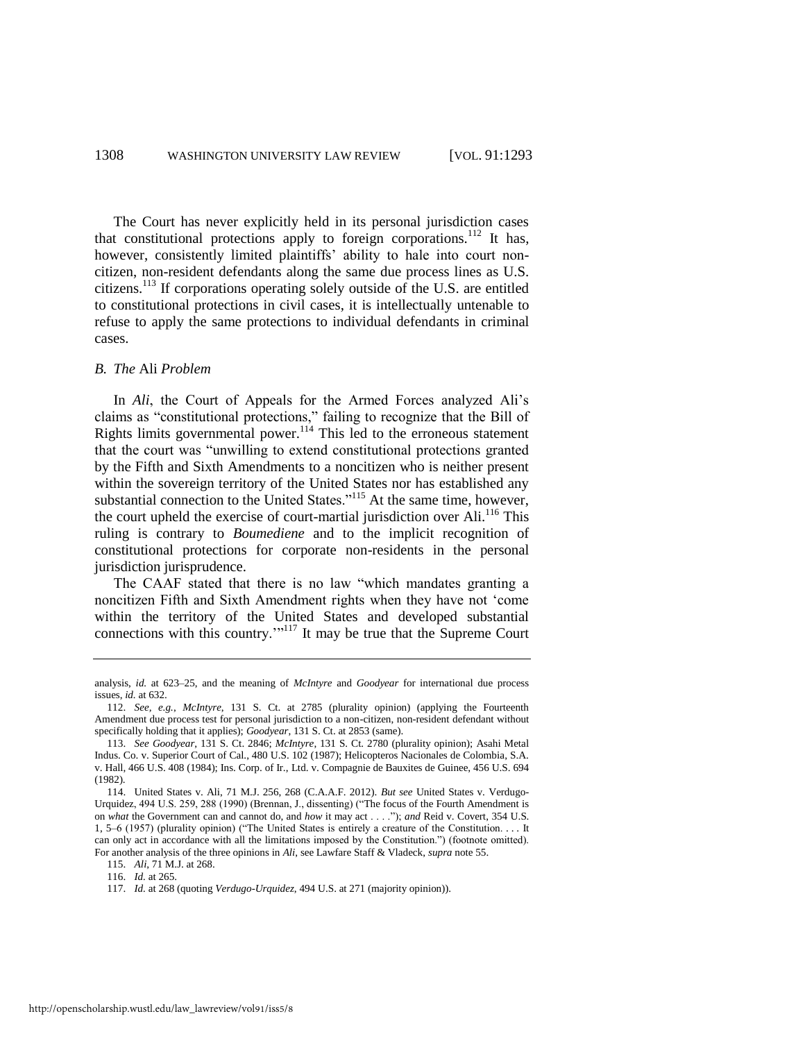The Court has never explicitly held in its personal jurisdiction cases that constitutional protections apply to foreign corporations.[112] It has, however, consistently limited plaintiffs' ability to hale into court non-citizen, non-resident defendants along the same due process lines as U.S. citizens.[113] If corporations operating solely outside of the U.S. are entitled to constitutional protections in civil cases, it is intellectually untenable to refuse to apply the same protections to individual defendants in criminal cases.

### *B. The* Ali *Problem*

In *Ali*, the Court of Appeals for the Armed Forces analyzed Ali's claims as "constitutional protections," failing to recognize that the Bill of Rights limits governmental power.[114] This led to the erroneous statement that the court was "unwilling to extend constitutional protections granted by the Fifth and Sixth Amendments to a noncitizen who is neither present within the sovereign territory of the United States nor has established any substantial connection to the United States."[115] At the same time, however, the court upheld the exercise of court-martial jurisdiction over Ali.[116] This ruling is contrary to *Boumediene* and to the implicit recognition of constitutional protections for corporate non-residents in the personal jurisdiction jurisprudence.

The CAAF stated that there is no law "which mandates granting a noncitizen Fifth and Sixth Amendment rights when they have not 'come within the territory of the United States and developed substantial connections with this country.'"[117] It may be true that the Supreme Court

---

analysis, *id.* at 623–25, and the meaning of *McIntyre* and *Goodyear* for international due process issues, *id.* at 632.

112. *See, e.g.*, *McIntyre*, 131 S. Ct. at 2785 (plurality opinion) (applying the Fourteenth Amendment due process test for personal jurisdiction to a non-citizen, non-resident defendant without specifically holding that it applies); *Goodyear*, 131 S. Ct. at 2853 (same).

113. *See Goodyear*, 131 S. Ct. 2846; *McIntyre*, 131 S. Ct. 2780 (plurality opinion); Asahi Metal Indus. Co. v. Superior Court of Cal., 480 U.S. 102 (1987); Helicopteros Nacionales de Colombia, S.A. v. Hall, 466 U.S. 408 (1984); Ins. Corp. of Ir., Ltd. v. Compagnie de Bauxites de Guinee, 456 U.S. 694 (1982).

114. United States v. Ali, 71 M.J. 256, 268 (C.A.A.F. 2012). *But see* United States v. Verdugo-Urquidez, 494 U.S. 259, 288 (1990) (Brennan, J., dissenting) ("The focus of the Fourth Amendment is on *what* the Government can and cannot do, and *how* it may act . . . ."); *and* Reid v. Covert, 354 U.S. 1, 5–6 (1957) (plurality opinion) ("The United States is entirely a creature of the Constitution. . . . It can only act in accordance with all the limitations imposed by the Constitution.") (footnote omitted). For another analysis of the three opinions in *Ali*, see Lawfare Staff & Vladeck, *supra* note 55.

115. *Ali*, 71 M.J. at 268.

116. *Id.* at 265.

117. *Id.* at 268 (quoting *Verdugo-Urquidez*, 494 U.S. at 271 (majority opinion)).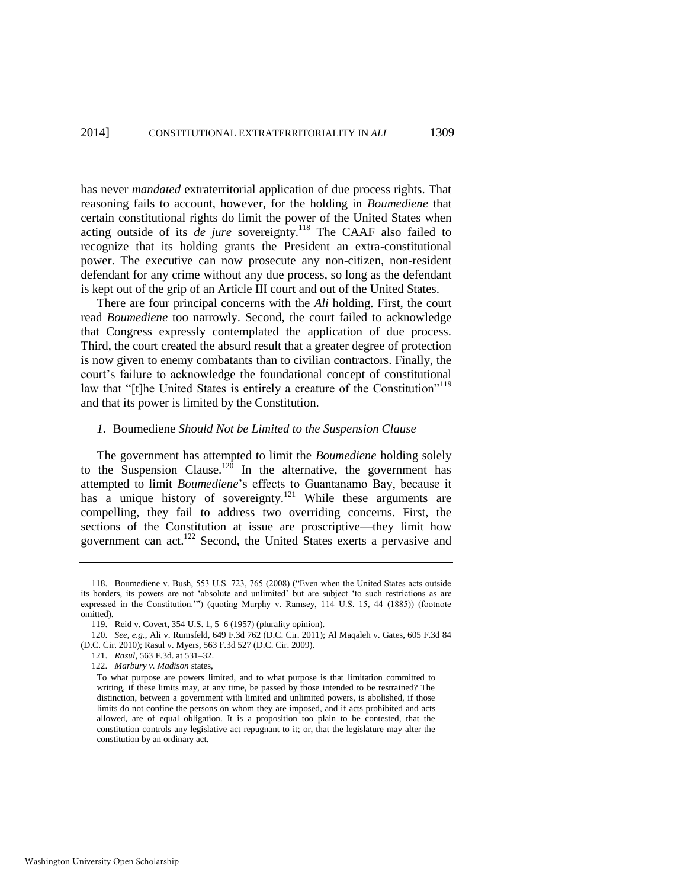has never *mandated* extraterritorial application of due process rights. That reasoning fails to account, however, for the holding in *Boumediene* that certain constitutional rights do limit the power of the United States when acting outside of its *de jure* sovereignty.[118] The CAAF also failed to recognize that its holding grants the President an extra-constitutional power. The executive can now prosecute any non-citizen, non-resident defendant for any crime without any due process, so long as the defendant is kept out of the grip of an Article III court and out of the United States.

There are four principal concerns with the *Ali* holding. First, the court read *Boumediene* too narrowly. Second, the court failed to acknowledge that Congress expressly contemplated the application of due process. Third, the court created the absurd result that a greater degree of protection is now given to enemy combatants than to civilian contractors. Finally, the court's failure to acknowledge the foundational concept of constitutional law that "[t]he United States is entirely a creature of the Constitution"[119] and that its power is limited by the Constitution.

#### *1.* Boumediene *Should Not be Limited to the Suspension Clause*

The government has attempted to limit the *Boumediene* holding solely to the Suspension Clause.[120] In the alternative, the government has attempted to limit *Boumediene*'s effects to Guantanamo Bay, because it has a unique history of sovereignty.[121] While these arguments are compelling, they fail to address two overriding concerns. First, the sections of the Constitution at issue are proscriptive—they limit how government can act.[122] Second, the United States exerts a pervasive and

---

118. Boumediene v. Bush, 553 U.S. 723, 765 (2008) ("Even when the United States acts outside its borders, its powers are not 'absolute and unlimited' but are subject 'to such restrictions as are expressed in the Constitution.'") (quoting Murphy v. Ramsey, 114 U.S. 15, 44 (1885)) (footnote omitted).

119. Reid v. Covert, 354 U.S. 1, 5–6 (1957) (plurality opinion).

120. *See, e.g.*, Ali v. Rumsfeld, 649 F.3d 762 (D.C. Cir. 2011); Al Maqaleh v. Gates, 605 F.3d 84 (D.C. Cir. 2010); Rasul v. Myers, 563 F.3d 527 (D.C. Cir. 2009).

121. *Rasul*, 563 F.3d. at 531–32.

122. *Marbury v. Madison* states,

> To what purpose are powers limited, and to what purpose is that limitation committed to writing, if these limits may, at any time, be passed by those intended to be restrained? The distinction, between a government with limited and unlimited powers, is abolished, if those limits do not confine the persons on whom they are imposed, and if acts prohibited and acts allowed, are of equal obligation. It is a proposition too plain to be contested, that the constitution controls any legislative act repugnant to it; or, that the legislature may alter the constitution by an ordinary act.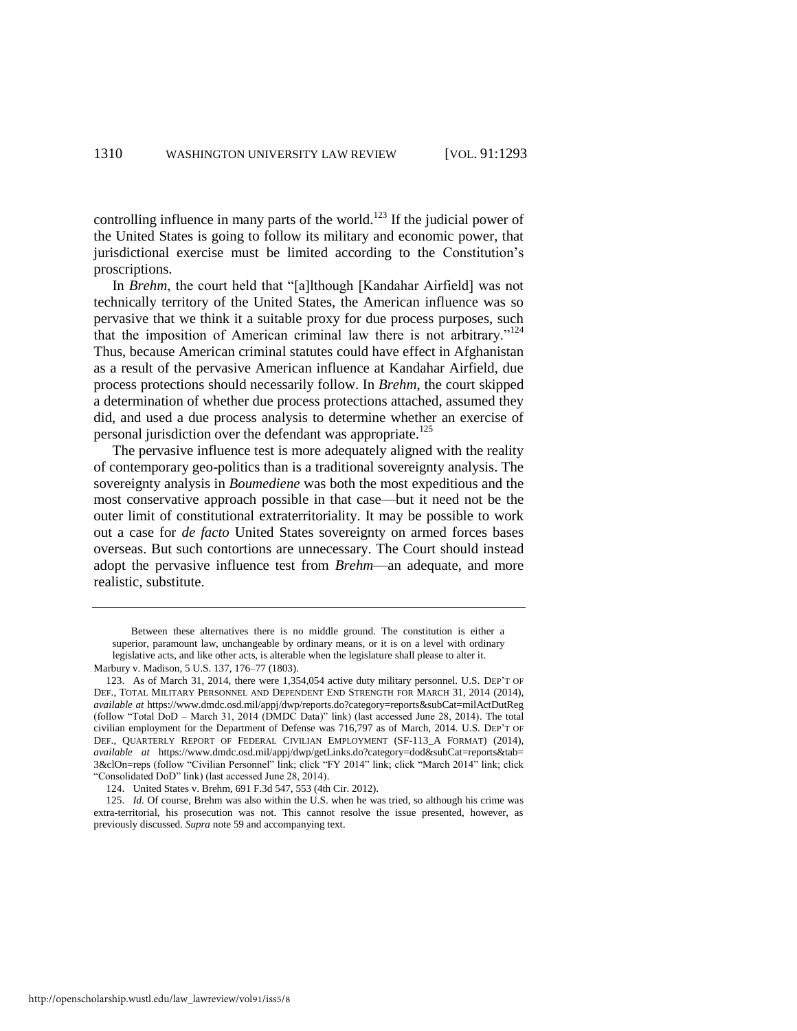controlling influence in many parts of the world.[123] If the judicial power of the United States is going to follow its military and economic power, that jurisdictional exercise must be limited according to the Constitution's proscriptions.

In *Brehm*, the court held that "[a]lthough [Kandahar Airfield] was not technically territory of the United States, the American influence was so pervasive that we think it a suitable proxy for due process purposes, such that the imposition of American criminal law there is not arbitrary."[124] Thus, because American criminal statutes could have effect in Afghanistan as a result of the pervasive American influence at Kandahar Airfield, due process protections should necessarily follow. In *Brehm*, the court skipped a determination of whether due process protections attached, assumed they did, and used a due process analysis to determine whether an exercise of personal jurisdiction over the defendant was appropriate.[125]

The pervasive influence test is more adequately aligned with the reality of contemporary geo-politics than is a traditional sovereignty analysis. The sovereignty analysis in *Boumediene* was both the most expeditious and the most conservative approach possible in that case—but it need not be the outer limit of constitutional extraterritoriality. It may be possible to work out a case for *de facto* United States sovereignty on armed forces bases overseas. But such contortions are unnecessary. The Court should instead adopt the pervasive influence test from *Brehm*—an adequate, and more realistic, substitute.

---

> Between these alternatives there is no middle ground. The constitution is either a superior, paramount law, unchangeable by ordinary means, or it is on a level with ordinary legislative acts, and like other acts, is alterable when the legislature shall please to alter it.

Marbury v. Madison, 5 U.S. 137, 176–77 (1803).

123. As of March 31, 2014, there were 1,354,054 active duty military personnel. U.S. DEP'T OF DEF., TOTAL MILITARY PERSONNEL AND DEPENDENT END STRENGTH FOR MARCH 31, 2014 (2014), *available at* https://www.dmdc.osd.mil/appj/dwp/reports.do?category=reports&subCat=milActDutReg (follow "Total DoD – March 31, 2014 (DMDC Data)" link) (last accessed June 28, 2014). The total civilian employment for the Department of Defense was 716,797 as of March, 2014. U.S. DEP'T OF DEF., QUARTERLY REPORT OF FEDERAL CIVILIAN EMPLOYMENT (SF-113_A FORMAT) (2014), *available at* https://www.dmdc.osd.mil/appj/dwp/getLinks.do?category=dod&subCat=reports&tab=3&clOn=reps (follow "Civilian Personnel" link; click "FY 2014" link; click "March 2014" link; click "Consolidated DoD" link) (last accessed June 28, 2014).

124. United States v. Brehm, 691 F.3d 547, 553 (4th Cir. 2012).

125. *Id.* Of course, Brehm was also within the U.S. when he was tried, so although his crime was extra-territorial, his prosecution was not. This cannot resolve the issue presented, however, as previously discussed. *Supra* note 59 and accompanying text.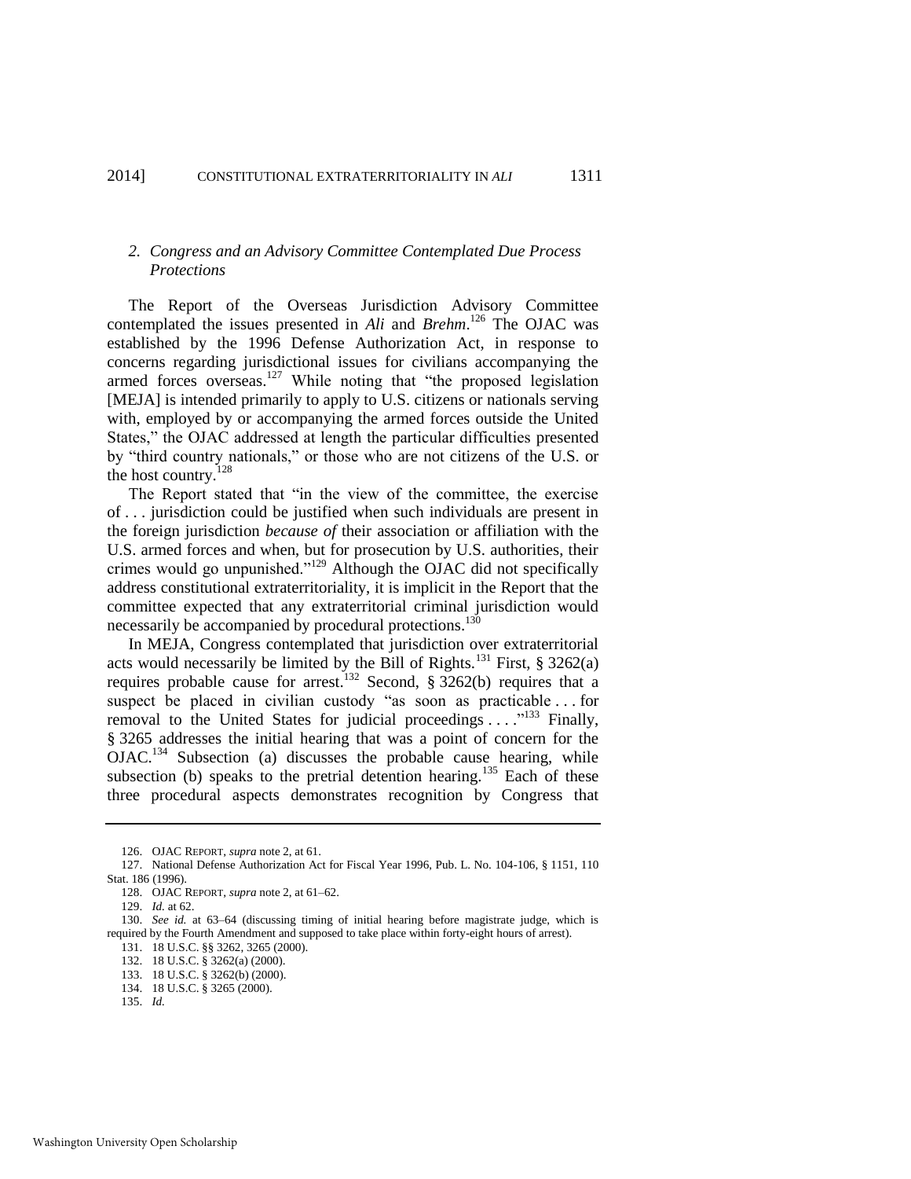### 2. *Congress and an Advisory Committee Contemplated Due Process Protections*

The Report of the Overseas Jurisdiction Advisory Committee contemplated the issues presented in *Ali* and *Brehm*.[126] The OJAC was established by the 1996 Defense Authorization Act, in response to concerns regarding jurisdictional issues for civilians accompanying the armed forces overseas.[127] While noting that "the proposed legislation [MEJA] is intended primarily to apply to U.S. citizens or nationals serving with, employed by or accompanying the armed forces outside the United States," the OJAC addressed at length the particular difficulties presented by "third country nationals," or those who are not citizens of the U.S. or the host country.[128]

The Report stated that "in the view of the committee, the exercise of . . . jurisdiction could be justified when such individuals are present in the foreign jurisdiction *because of* their association or affiliation with the U.S. armed forces and when, but for prosecution by U.S. authorities, their crimes would go unpunished."[129] Although the OJAC did not specifically address constitutional extraterritoriality, it is implicit in the Report that the committee expected that any extraterritorial criminal jurisdiction would necessarily be accompanied by procedural protections.[130]

In MEJA, Congress contemplated that jurisdiction over extraterritorial acts would necessarily be limited by the Bill of Rights.[131] First, § 3262(a) requires probable cause for arrest.[132] Second, § 3262(b) requires that a suspect be placed in civilian custody "as soon as practicable . . . for removal to the United States for judicial proceedings . . . ."[133] Finally, § 3265 addresses the initial hearing that was a point of concern for the OJAC.[134] Subsection (a) discusses the probable cause hearing, while subsection (b) speaks to the pretrial detention hearing.[135] Each of these three procedural aspects demonstrates recognition by Congress that

---

126. OJAC REPORT, *supra* note 2, at 61.

127. National Defense Authorization Act for Fiscal Year 1996, Pub. L. No. 104-106, § 1151, 110 Stat. 186 (1996).

128. OJAC REPORT, *supra* note 2, at 61–62.

129. *Id.* at 62.

130. *See id.* at 63–64 (discussing timing of initial hearing before magistrate judge, which is required by the Fourth Amendment and supposed to take place within forty-eight hours of arrest).

131. 18 U.S.C. §§ 3262, 3265 (2000).

132. 18 U.S.C. § 3262(a) (2000).

133. 18 U.S.C. § 3262(b) (2000).

134. 18 U.S.C. § 3265 (2000).

135. *Id.*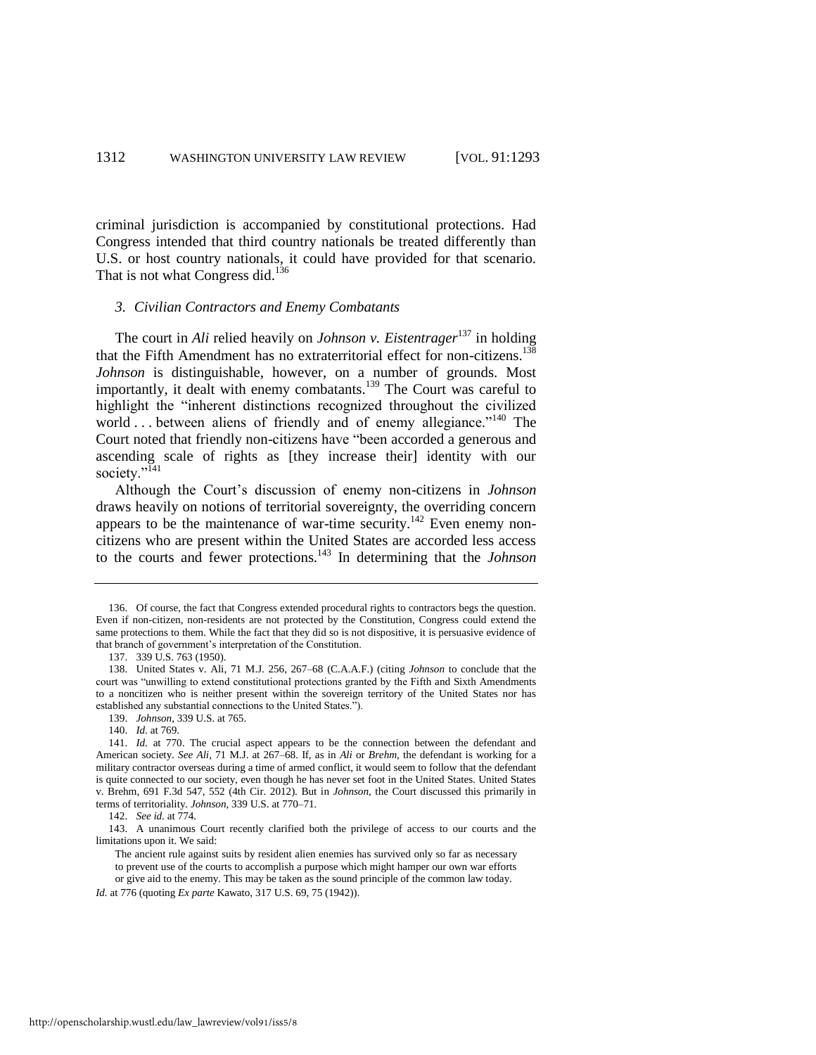criminal jurisdiction is accompanied by constitutional protections. Had Congress intended that third country nationals be treated differently than U.S. or host country nationals, it could have provided for that scenario. That is not what Congress did.[136]

### *3. Civilian Contractors and Enemy Combatants*

The court in *Ali* relied heavily on *Johnson v. Eistentrager*[137] in holding that the Fifth Amendment has no extraterritorial effect for non-citizens.[138] *Johnson* is distinguishable, however, on a number of grounds. Most importantly, it dealt with enemy combatants.[139] The Court was careful to highlight the "inherent distinctions recognized throughout the civilized world . . . between aliens of friendly and of enemy allegiance."[140] The Court noted that friendly non-citizens have "been accorded a generous and ascending scale of rights as [they increase their] identity with our society."[141]

Although the Court's discussion of enemy non-citizens in *Johnson* draws heavily on notions of territorial sovereignty, the overriding concern appears to be the maintenance of war-time security.[142] Even enemy non-citizens who are present within the United States are accorded less access to the courts and fewer protections.[143] In determining that the *Johnson*

---

136. Of course, the fact that Congress extended procedural rights to contractors begs the question. Even if non-citizen, non-residents are not protected by the Constitution, Congress could extend the same protections to them. While the fact that they did so is not dispositive, it is persuasive evidence of that branch of government's interpretation of the Constitution.

137. 339 U.S. 763 (1950).

138. United States v. Ali, 71 M.J. 256, 267–68 (C.A.A.F.) (citing *Johnson* to conclude that the court was "unwilling to extend constitutional protections granted by the Fifth and Sixth Amendments to a noncitizen who is neither present within the sovereign territory of the United States nor has established any substantial connections to the United States.").

139. *Johnson*, 339 U.S. at 765.

140. *Id.* at 769.

141. *Id.* at 770. The crucial aspect appears to be the connection between the defendant and American society. *See Ali*, 71 M.J. at 267–68. If, as in *Ali* or *Brehm*, the defendant is working for a military contractor overseas during a time of armed conflict, it would seem to follow that the defendant is quite connected to our society, even though he has never set foot in the United States. United States v. Brehm, 691 F.3d 547, 552 (4th Cir. 2012). But in *Johnson*, the Court discussed this primarily in terms of territoriality. *Johnson*, 339 U.S. at 770–71.

142. *See id.* at 774.

143. A unanimous Court recently clarified both the privilege of access to our courts and the limitations upon it. We said:

> The ancient rule against suits by resident alien enemies has survived only so far as necessary to prevent use of the courts to accomplish a purpose which might hamper our own war efforts or give aid to the enemy. This may be taken as the sound principle of the common law today.

*Id.* at 776 (quoting *Ex parte* Kawato, 317 U.S. 69, 75 (1942)).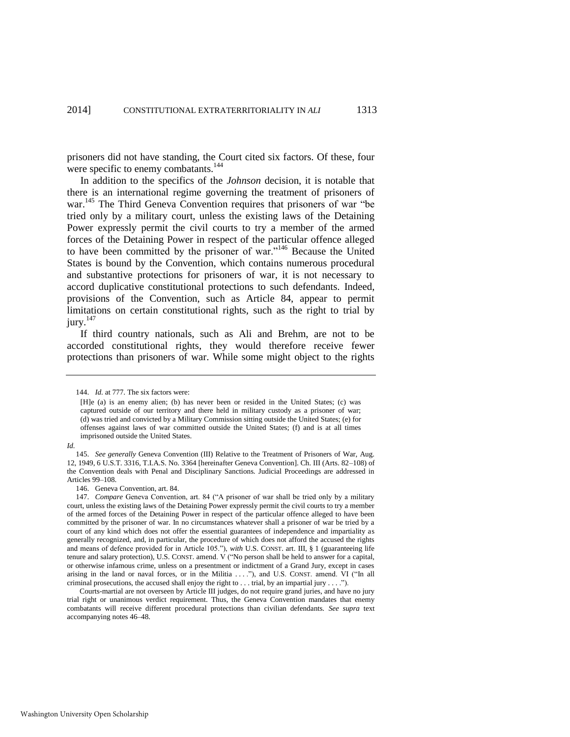prisoners did not have standing, the Court cited six factors. Of these, four were specific to enemy combatants.[144]

In addition to the specifics of the *Johnson* decision, it is notable that there is an international regime governing the treatment of prisoners of war.[145] The Third Geneva Convention requires that prisoners of war "be tried only by a military court, unless the existing laws of the Detaining Power expressly permit the civil courts to try a member of the armed forces of the Detaining Power in respect of the particular offence alleged to have been committed by the prisoner of war."[146] Because the United States is bound by the Convention, which contains numerous procedural and substantive protections for prisoners of war, it is not necessary to accord duplicative constitutional protections to such defendants. Indeed, provisions of the Convention, such as Article 84, appear to permit limitations on certain constitutional rights, such as the right to trial by jury.[147]

If third country nationals, such as Ali and Brehm, are not to be accorded constitutional rights, they would therefore receive fewer protections than prisoners of war. While some might object to the rights

---

144. *Id.* at 777. The six factors were:

> [H]e (a) is an enemy alien; (b) has never been or resided in the United States; (c) was captured outside of our territory and there held in military custody as a prisoner of war; (d) was tried and convicted by a Military Commission sitting outside the United States; (e) for offenses against laws of war committed outside the United States; (f) and is at all times imprisoned outside the United States.

*Id.*

145. *See generally* Geneva Convention (III) Relative to the Treatment of Prisoners of War, Aug. 12, 1949, 6 U.S.T. 3316, T.I.A.S. No. 3364 [hereinafter Geneva Convention]. Ch. III (Arts. 82–108) of the Convention deals with Penal and Disciplinary Sanctions. Judicial Proceedings are addressed in Articles 99–108.

146. Geneva Convention, art. 84.

147. *Compare* Geneva Convention, art. 84 ("A prisoner of war shall be tried only by a military court, unless the existing laws of the Detaining Power expressly permit the civil courts to try a member of the armed forces of the Detaining Power in respect of the particular offence alleged to have been committed by the prisoner of war. In no circumstances whatever shall a prisoner of war be tried by a court of any kind which does not offer the essential guarantees of independence and impartiality as generally recognized, and, in particular, the procedure of which does not afford the accused the rights and means of defence provided for in Article 105."), *with* U.S. CONST. art. III, § 1 (guaranteeing life tenure and salary protection), U.S. CONST. amend. V ("No person shall be held to answer for a capital, or otherwise infamous crime, unless on a presentment or indictment of a Grand Jury, except in cases arising in the land or naval forces, or in the Militia . . . ."), and U.S. CONST. amend. VI ("In all criminal prosecutions, the accused shall enjoy the right to . . . trial, by an impartial jury . . . .").

Courts-martial are not overseen by Article III judges, do not require grand juries, and have no jury trial right or unanimous verdict requirement. Thus, the Geneva Convention mandates that enemy combatants will receive different procedural protections than civilian defendants. *See supra* text accompanying notes 46–48.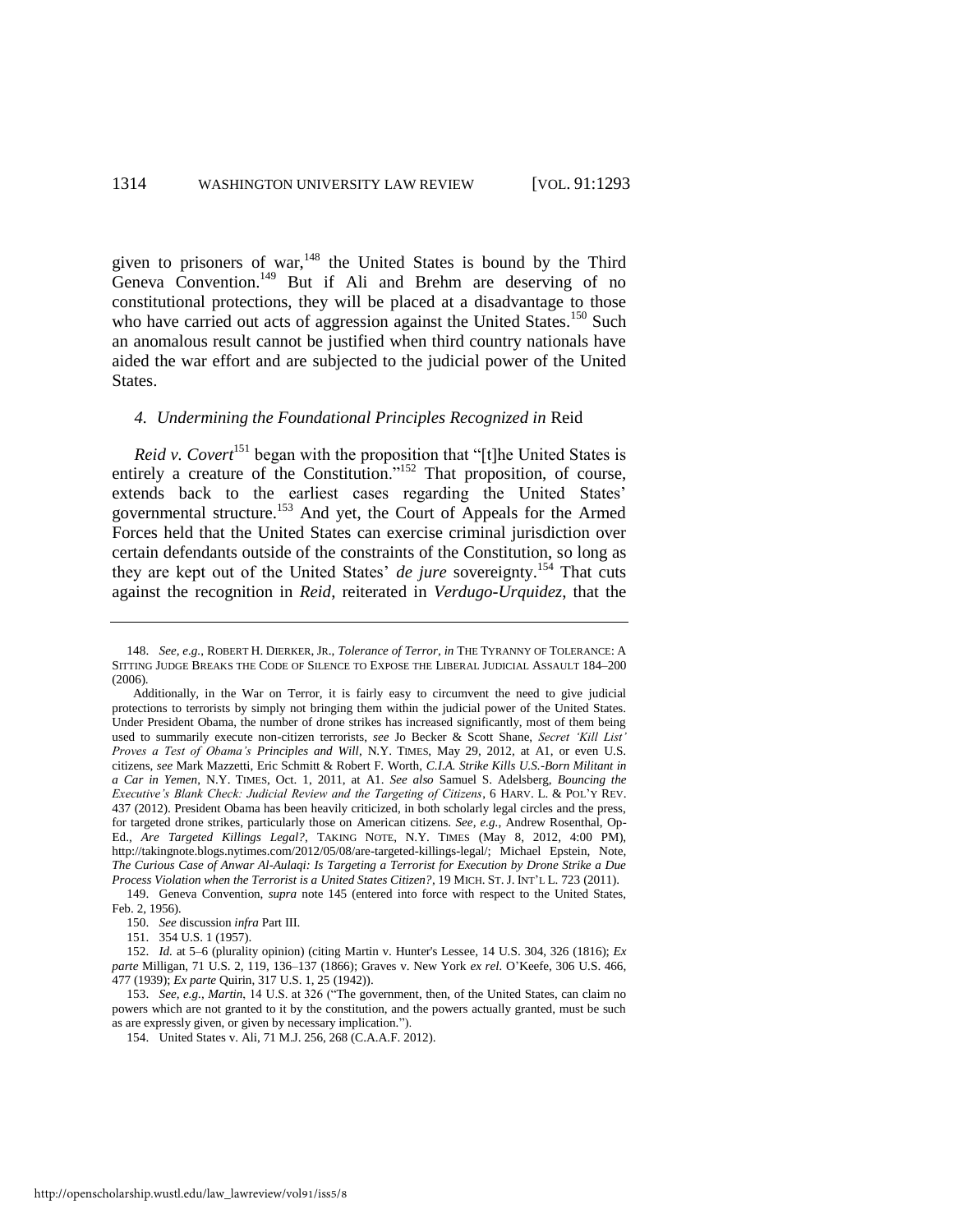given to prisoners of war,[148] the United States is bound by the Third Geneva Convention.[149] But if Ali and Brehm are deserving of no constitutional protections, they will be placed at a disadvantage to those who have carried out acts of aggression against the United States.[150] Such an anomalous result cannot be justified when third country nationals have aided the war effort and are subjected to the judicial power of the United States.

#### *4. Undermining the Foundational Principles Recognized in* Reid

*Reid v. Covert*[151] began with the proposition that "[t]he United States is entirely a creature of the Constitution."[152] That proposition, of course, extends back to the earliest cases regarding the United States' governmental structure.[153] And yet, the Court of Appeals for the Armed Forces held that the United States can exercise criminal jurisdiction over certain defendants outside of the constraints of the Constitution, so long as they are kept out of the United States' *de jure* sovereignty.[154] That cuts against the recognition in *Reid*, reiterated in *Verdugo-Urquidez*, that the

---

148. *See, e.g.*, ROBERT H. DIERKER, JR., *Tolerance of Terror*, *in* THE TYRANNY OF TOLERANCE: A SITTING JUDGE BREAKS THE CODE OF SILENCE TO EXPOSE THE LIBERAL JUDICIAL ASSAULT 184–200 (2006).

Additionally, in the War on Terror, it is fairly easy to circumvent the need to give judicial protections to terrorists by simply not bringing them within the judicial power of the United States. Under President Obama, the number of drone strikes has increased significantly, most of them being used to summarily execute non-citizen terrorists, *see* Jo Becker & Scott Shane, *Secret 'Kill List' Proves a Test of Obama's Principles and Will*, N.Y. TIMES, May 29, 2012, at A1, or even U.S. citizens, *see* Mark Mazzetti, Eric Schmitt & Robert F. Worth, *C.I.A. Strike Kills U.S.-Born Militant in a Car in Yemen*, N.Y. TIMES, Oct. 1, 2011, at A1. *See also* Samuel S. Adelsberg, *Bouncing the Executive's Blank Check: Judicial Review and the Targeting of Citizens*, 6 HARV. L. & POL'Y REV. 437 (2012). President Obama has been heavily criticized, in both scholarly legal circles and the press, for targeted drone strikes, particularly those on American citizens. *See, e.g.*, Andrew Rosenthal, Op-Ed., *Are Targeted Killings Legal?*, TAKING NOTE, N.Y. TIMES (May 8, 2012, 4:00 PM), http://takingnote.blogs.nytimes.com/2012/05/08/are-targeted-killings-legal/; Michael Epstein, Note, *The Curious Case of Anwar Al-Aulaqi: Is Targeting a Terrorist for Execution by Drone Strike a Due Process Violation when the Terrorist is a United States Citizen?*, 19 MICH. ST. J. INT'L L. 723 (2011).

149. Geneva Convention, *supra* note 145 (entered into force with respect to the United States, Feb. 2, 1956).

150. *See* discussion *infra* Part III.

151. 354 U.S. 1 (1957).

152. *Id.* at 5–6 (plurality opinion) (citing Martin v. Hunter's Lessee, 14 U.S. 304, 326 (1816); *Ex parte* Milligan, 71 U.S. 2, 119, 136–137 (1866); Graves v. New York *ex rel.* O'Keefe, 306 U.S. 466, 477 (1939); *Ex parte* Quirin, 317 U.S. 1, 25 (1942)).

153. *See, e.g.*, *Martin*, 14 U.S. at 326 ("The government, then, of the United States, can claim no powers which are not granted to it by the constitution, and the powers actually granted, must be such as are expressly given, or given by necessary implication.").

154. United States v. Ali, 71 M.J. 256, 268 (C.A.A.F. 2012).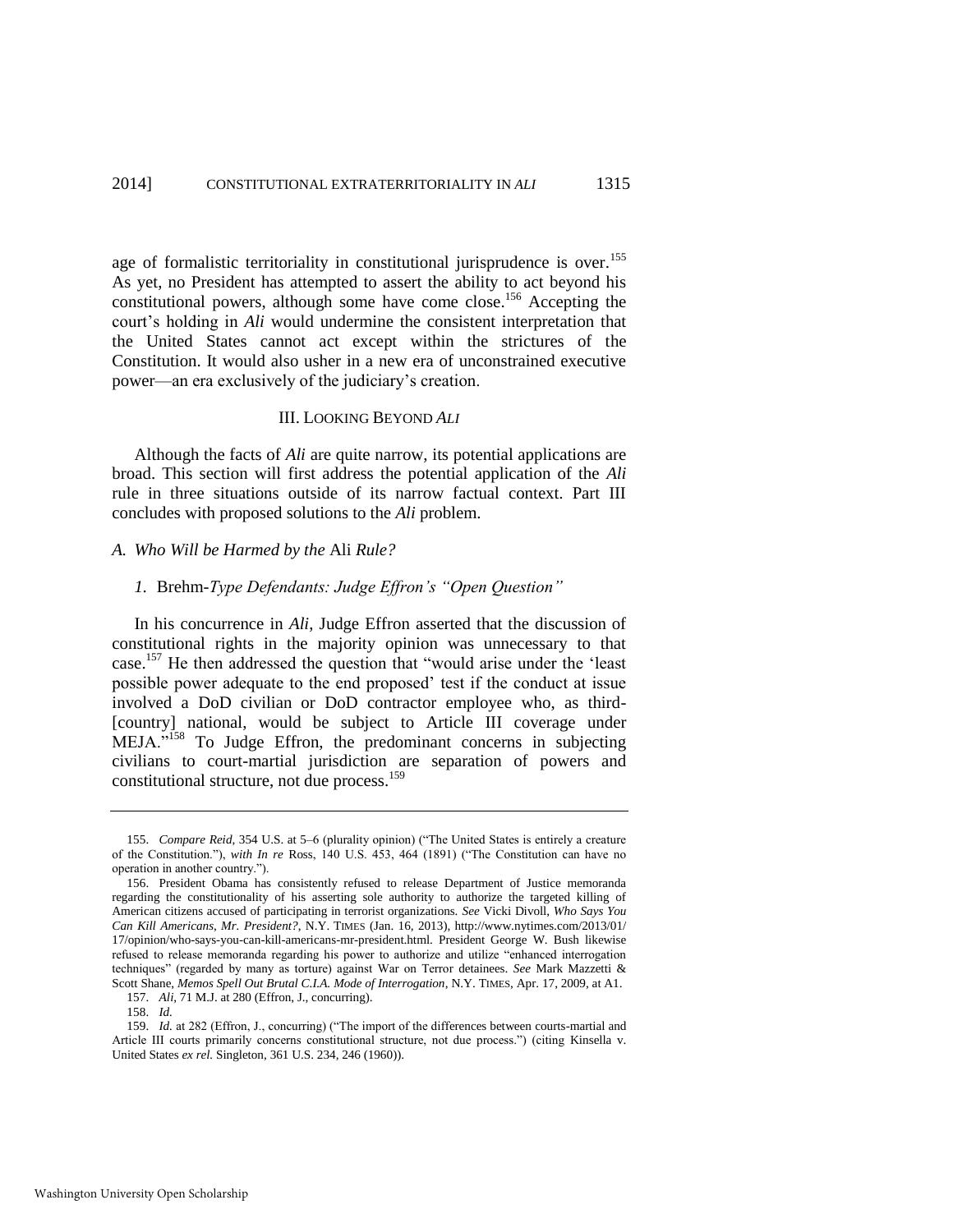age of formalistic territoriality in constitutional jurisprudence is over.[155] As yet, no President has attempted to assert the ability to act beyond his constitutional powers, although some have come close.[156] Accepting the court's holding in *Ali* would undermine the consistent interpretation that the United States cannot act except within the strictures of the Constitution. It would also usher in a new era of unconstrained executive power—an era exclusively of the judiciary's creation.

## III. LOOKING BEYOND *ALI*

Although the facts of *Ali* are quite narrow, its potential applications are broad. This section will first address the potential application of the *Ali* rule in three situations outside of its narrow factual context. Part III concludes with proposed solutions to the *Ali* problem.

### *A. Who Will be Harmed by the* Ali *Rule?*

#### *1.* Brehm*-Type Defendants: Judge Effron's "Open Question"*

In his concurrence in *Ali*, Judge Effron asserted that the discussion of constitutional rights in the majority opinion was unnecessary to that case.[157] He then addressed the question that "would arise under the 'least possible power adequate to the end proposed' test if the conduct at issue involved a DoD civilian or DoD contractor employee who, as third-[country] national, would be subject to Article III coverage under MEJA."[158] To Judge Effron, the predominant concerns in subjecting civilians to court-martial jurisdiction are separation of powers and constitutional structure, not due process.[159]

---

155. *Compare Reid*, 354 U.S. at 5–6 (plurality opinion) ("The United States is entirely a creature of the Constitution."), *with In re* Ross, 140 U.S. 453, 464 (1891) ("The Constitution can have no operation in another country.").

156. President Obama has consistently refused to release Department of Justice memoranda regarding the constitutionality of his asserting sole authority to authorize the targeted killing of American citizens accused of participating in terrorist organizations. *See* Vicki Divoll, *Who Says You Can Kill Americans, Mr. President?*, N.Y. TIMES (Jan. 16, 2013), http://www.nytimes.com/2013/01/17/opinion/who-says-you-can-kill-americans-mr-president.html. President George W. Bush likewise refused to release memoranda regarding his power to authorize and utilize "enhanced interrogation techniques" (regarded by many as torture) against War on Terror detainees. *See* Mark Mazzetti & Scott Shane, *Memos Spell Out Brutal C.I.A. Mode of Interrogation*, N.Y. TIMES, Apr. 17, 2009, at A1.

157. *Ali*, 71 M.J. at 280 (Effron, J., concurring).

158. *Id.*

159. *Id.* at 282 (Effron, J., concurring) ("The import of the differences between courts-martial and Article III courts primarily concerns constitutional structure, not due process.") (citing Kinsella v. United States *ex rel.* Singleton, 361 U.S. 234, 246 (1960)).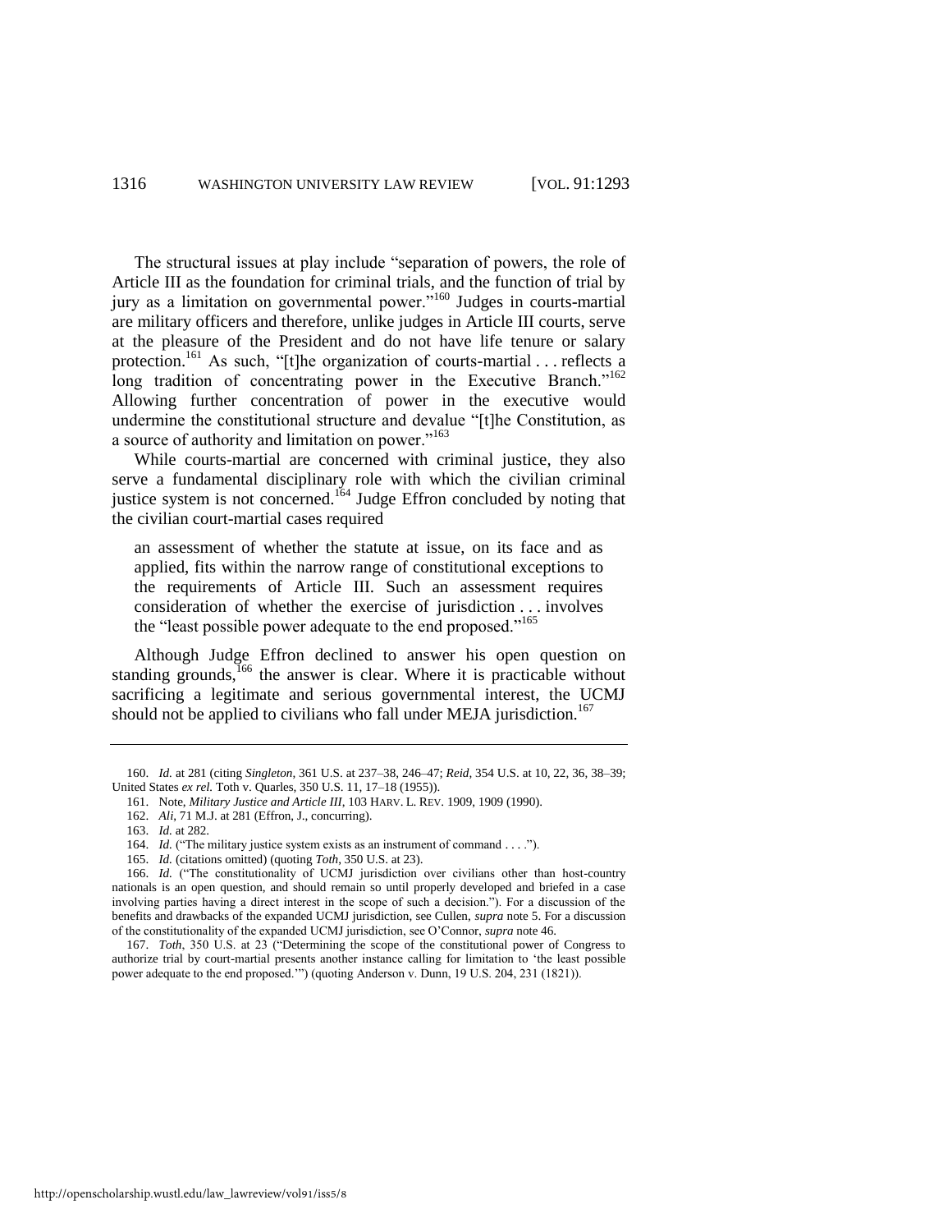The structural issues at play include "separation of powers, the role of Article III as the foundation for criminal trials, and the function of trial by jury as a limitation on governmental power."[160] Judges in courts-martial are military officers and therefore, unlike judges in Article III courts, serve at the pleasure of the President and do not have life tenure or salary protection.[161] As such, "[t]he organization of courts-martial . . . reflects a long tradition of concentrating power in the Executive Branch."[162] Allowing further concentration of power in the executive would undermine the constitutional structure and devalue "[t]he Constitution, as a source of authority and limitation on power."[163]

While courts-martial are concerned with criminal justice, they also serve a fundamental disciplinary role with which the civilian criminal justice system is not concerned.[164] Judge Effron concluded by noting that the civilian court-martial cases required

> an assessment of whether the statute at issue, on its face and as applied, fits within the narrow range of constitutional exceptions to the requirements of Article III. Such an assessment requires consideration of whether the exercise of jurisdiction . . . involves the "least possible power adequate to the end proposed."[165]

Although Judge Effron declined to answer his open question on standing grounds,[166] the answer is clear. Where it is practicable without sacrificing a legitimate and serious governmental interest, the UCMJ should not be applied to civilians who fall under MEJA jurisdiction.[167]

---

160. *Id.* at 281 (citing *Singleton*, 361 U.S. at 237–38, 246–47; *Reid*, 354 U.S. at 10, 22, 36, 38–39; United States *ex rel.* Toth v. Quarles, 350 U.S. 11, 17–18 (1955)).

161. Note, *Military Justice and Article III*, 103 HARV. L. REV. 1909, 1909 (1990).

162. *Ali*, 71 M.J. at 281 (Effron, J., concurring).

163. *Id.* at 282.

164. *Id.* ("The military justice system exists as an instrument of command . . . .").

165. *Id.* (citations omitted) (quoting *Toth*, 350 U.S. at 23).

166. *Id.* ("The constitutionality of UCMJ jurisdiction over civilians other than host-country nationals is an open question, and should remain so until properly developed and briefed in a case involving parties having a direct interest in the scope of such a decision."). For a discussion of the benefits and drawbacks of the expanded UCMJ jurisdiction, see Cullen, *supra* note 5. For a discussion of the constitutionality of the expanded UCMJ jurisdiction, see O'Connor, *supra* note 46.

167. *Toth*, 350 U.S. at 23 ("Determining the scope of the constitutional power of Congress to authorize trial by court-martial presents another instance calling for limitation to 'the least possible power adequate to the end proposed.'") (quoting Anderson v. Dunn, 19 U.S. 204, 231 (1821)).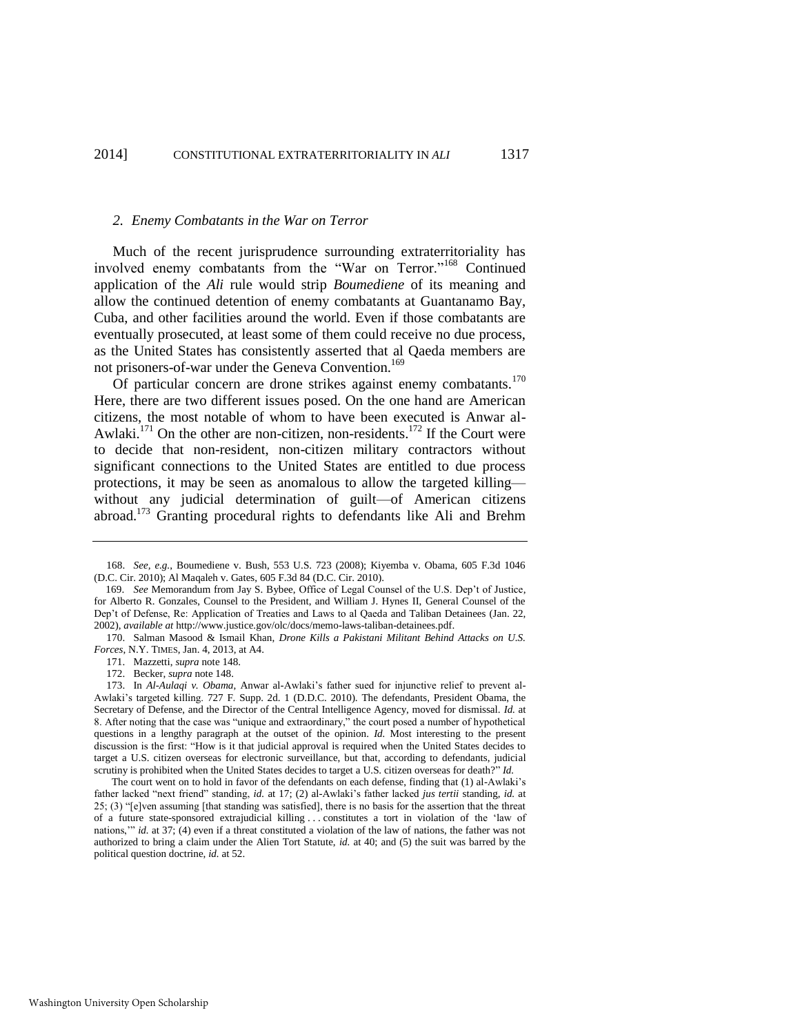### 2. Enemy Combatants in the War on Terror

Much of the recent jurisprudence surrounding extraterritoriality has involved enemy combatants from the "War on Terror."[168] Continued application of the *Ali* rule would strip *Boumediene* of its meaning and allow the continued detention of enemy combatants at Guantanamo Bay, Cuba, and other facilities around the world. Even if those combatants are eventually prosecuted, at least some of them could receive no due process, as the United States has consistently asserted that al Qaeda members are not prisoners-of-war under the Geneva Convention.[169]

Of particular concern are drone strikes against enemy combatants.[170] Here, there are two different issues posed. On the one hand are American citizens, the most notable of whom to have been executed is Anwar al-Awlaki.[171] On the other are non-citizen, non-residents.[172] If the Court were to decide that non-resident, non-citizen military contractors without significant connections to the United States are entitled to due process protections, it may be seen as anomalous to allow the targeted killing—without any judicial determination of guilt—of American citizens abroad.[173] Granting procedural rights to defendants like Ali and Brehm

---

168. *See, e.g.*, Boumediene v. Bush, 553 U.S. 723 (2008); Kiyemba v. Obama, 605 F.3d 1046 (D.C. Cir. 2010); Al Maqaleh v. Gates, 605 F.3d 84 (D.C. Cir. 2010).

169. *See* Memorandum from Jay S. Bybee, Office of Legal Counsel of the U.S. Dep't of Justice, for Alberto R. Gonzales, Counsel to the President, and William J. Hynes II, General Counsel of the Dep't of Defense, Re: Application of Treaties and Laws to al Qaeda and Taliban Detainees (Jan. 22, 2002), *available at* http://www.justice.gov/olc/docs/memo-laws-taliban-detainees.pdf.

170. Salman Masood & Ismail Khan, *Drone Kills a Pakistani Militant Behind Attacks on U.S. Forces*, N.Y. TIMES, Jan. 4, 2013, at A4.

171. Mazzetti, *supra* note 148.

172. Becker, *supra* note 148.

173. In *Al-Aulaqi v. Obama*, Anwar al-Awlaki's father sued for injunctive relief to prevent al-Awlaki's targeted killing. 727 F. Supp. 2d. 1 (D.D.C. 2010). The defendants, President Obama, the Secretary of Defense, and the Director of the Central Intelligence Agency, moved for dismissal. *Id.* at 8. After noting that the case was "unique and extraordinary," the court posed a number of hypothetical questions in a lengthy paragraph at the outset of the opinion. *Id.* Most interesting to the present discussion is the first: "How is it that judicial approval is required when the United States decides to target a U.S. citizen overseas for electronic surveillance, but that, according to defendants, judicial scrutiny is prohibited when the United States decides to target a U.S. citizen overseas for death?" *Id.*

The court went on to hold in favor of the defendants on each defense, finding that (1) al-Awlaki's father lacked "next friend" standing, *id.* at 17; (2) al-Awlaki's father lacked *jus tertii* standing, *id.* at 25; (3) "[e]ven assuming [that standing was satisfied], there is no basis for the assertion that the threat of a future state-sponsored extrajudicial killing . . . constitutes a tort in violation of the 'law of nations,'" *id.* at 37; (4) even if a threat constituted a violation of the law of nations, the father was not authorized to bring a claim under the Alien Tort Statute, *id.* at 40; and (5) the suit was barred by the political question doctrine, *id.* at 52.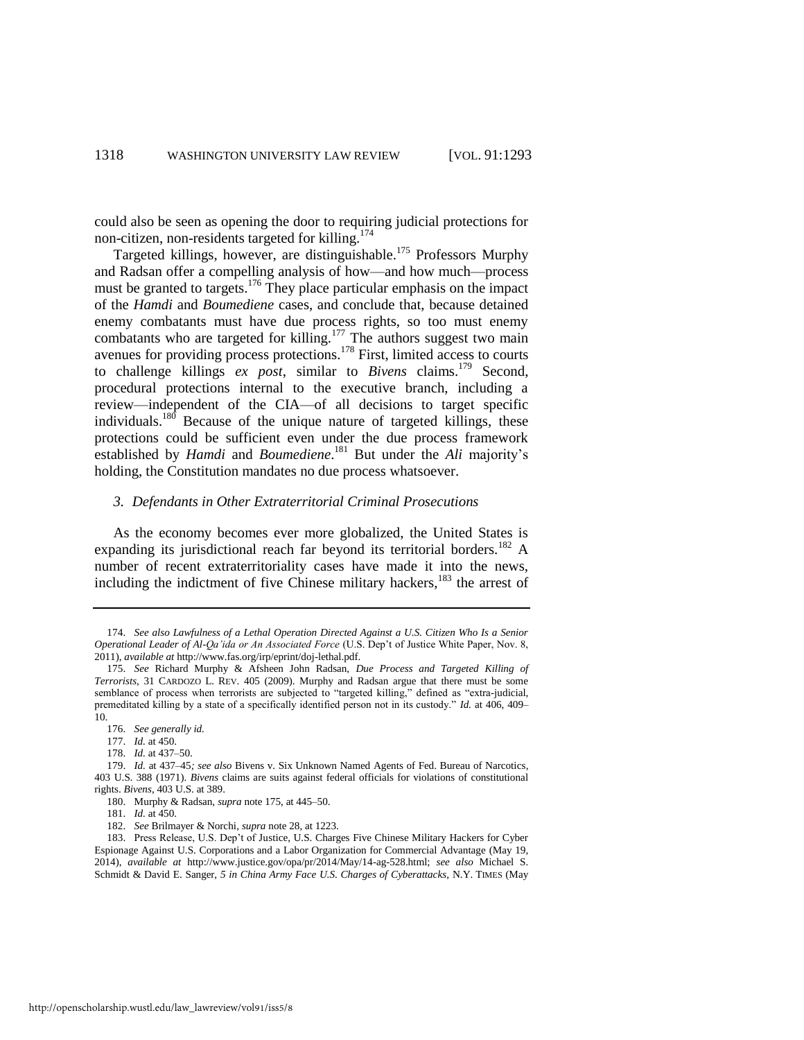could also be seen as opening the door to requiring judicial protections for non-citizen, non-residents targeted for killing.[174]

Targeted killings, however, are distinguishable.[175] Professors Murphy and Radsan offer a compelling analysis of how—and how much—process must be granted to targets.[176] They place particular emphasis on the impact of the *Hamdi* and *Boumediene* cases, and conclude that, because detained enemy combatants must have due process rights, so too must enemy combatants who are targeted for killing.[177] The authors suggest two main avenues for providing process protections.[178] First, limited access to courts to challenge killings *ex post*, similar to *Bivens* claims.[179] Second, procedural protections internal to the executive branch, including a review—independent of the CIA—of all decisions to target specific individuals.[180] Because of the unique nature of targeted killings, these protections could be sufficient even under the due process framework established by *Hamdi* and *Boumediene*.[181] But under the *Ali* majority's holding, the Constitution mandates no due process whatsoever.

### *3. Defendants in Other Extraterritorial Criminal Prosecutions*

As the economy becomes ever more globalized, the United States is expanding its jurisdictional reach far beyond its territorial borders.[182] A number of recent extraterritoriality cases have made it into the news, including the indictment of five Chinese military hackers,[183] the arrest of

---

174. *See also Lawfulness of a Lethal Operation Directed Against a U.S. Citizen Who Is a Senior Operational Leader of Al-Qa'ida or An Associated Force* (U.S. Dep't of Justice White Paper, Nov. 8, 2011), *available at* http://www.fas.org/irp/eprint/doj-lethal.pdf.

175. *See* Richard Murphy & Afsheen John Radsan, *Due Process and Targeted Killing of Terrorists*, 31 CARDOZO L. REV. 405 (2009). Murphy and Radsan argue that there must be some semblance of process when terrorists are subjected to "targeted killing," defined as "extra-judicial, premeditated killing by a state of a specifically identified person not in its custody." *Id.* at 406, 409–10.

176. *See generally id.*

177. *Id.* at 450.

178. *Id.* at 437–50.

179. *Id.* at 437–45*; see also* Bivens v. Six Unknown Named Agents of Fed. Bureau of Narcotics, 403 U.S. 388 (1971). *Bivens* claims are suits against federal officials for violations of constitutional rights. *Bivens*, 403 U.S. at 389.

180. Murphy & Radsan, *supra* note 175, at 445–50.

181. *Id.* at 450.

182. *See* Brilmayer & Norchi, *supra* note 28, at 1223.

183. Press Release, U.S. Dep't of Justice, U.S. Charges Five Chinese Military Hackers for Cyber Espionage Against U.S. Corporations and a Labor Organization for Commercial Advantage (May 19, 2014), *available at* http://www.justice.gov/opa/pr/2014/May/14-ag-528.html; *see also* Michael S. Schmidt & David E. Sanger, *5 in China Army Face U.S. Charges of Cyberattacks*, N.Y. TIMES (May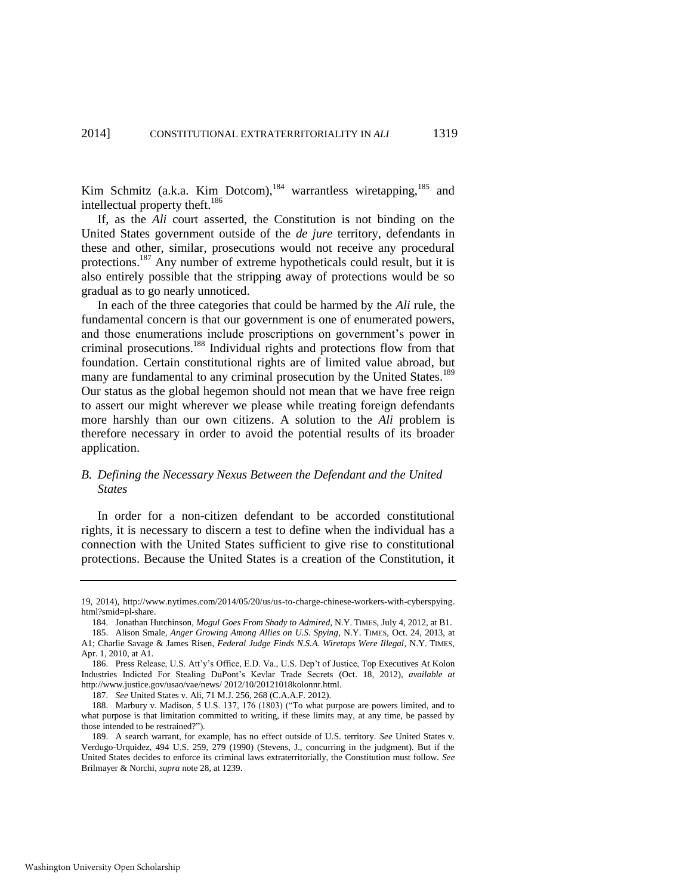Kim Schmitz (a.k.a. Kim Dotcom),[184] warrantless wiretapping,[185] and intellectual property theft.[186]

If, as the *Ali* court asserted, the Constitution is not binding on the United States government outside of the *de jure* territory, defendants in these and other, similar, prosecutions would not receive any procedural protections.[187] Any number of extreme hypotheticals could result, but it is also entirely possible that the stripping away of protections would be so gradual as to go nearly unnoticed.

In each of the three categories that could be harmed by the *Ali* rule, the fundamental concern is that our government is one of enumerated powers, and those enumerations include proscriptions on government's power in criminal prosecutions.[188] Individual rights and protections flow from that foundation. Certain constitutional rights are of limited value abroad, but many are fundamental to any criminal prosecution by the United States.[189] Our status as the global hegemon should not mean that we have free reign to assert our might wherever we please while treating foreign defendants more harshly than our own citizens. A solution to the *Ali* problem is therefore necessary in order to avoid the potential results of its broader application.

### *B. Defining the Necessary Nexus Between the Defendant and the United States*

In order for a non-citizen defendant to be accorded constitutional rights, it is necessary to discern a test to define when the individual has a connection with the United States sufficient to give rise to constitutional protections. Because the United States is a creation of the Constitution, it

---

19, 2014), http://www.nytimes.com/2014/05/20/us/us-to-charge-chinese-workers-with-cyberspying.html?smid=pl-share.

184. Jonathan Hutchinson, *Mogul Goes From Shady to Admired*, N.Y. TIMES, July 4, 2012, at B1.

185. Alison Smale, *Anger Growing Among Allies on U.S. Spying*, N.Y. TIMES, Oct. 24, 2013, at A1; Charlie Savage & James Risen, *Federal Judge Finds N.S.A. Wiretaps Were Illegal*, N.Y. TIMES, Apr. 1, 2010, at A1.

186. Press Release, U.S. Att'y's Office, E.D. Va., U.S. Dep't of Justice, Top Executives At Kolon Industries Indicted For Stealing DuPont's Kevlar Trade Secrets (Oct. 18, 2012), *available at* http://www.justice.gov/usao/vae/news/ 2012/10/20121018kolonnr.html.

187. *See* United States v. Ali, 71 M.J. 256, 268 (C.A.A.F. 2012).

188. Marbury v. Madison, 5 U.S. 137, 176 (1803) ("To what purpose are powers limited, and to what purpose is that limitation committed to writing, if these limits may, at any time, be passed by those intended to be restrained?").

189. A search warrant, for example, has no effect outside of U.S. territory. *See* United States v. Verdugo-Urquidez, 494 U.S. 259, 279 (1990) (Stevens, J., concurring in the judgment). But if the United States decides to enforce its criminal laws extraterritorially, the Constitution must follow. *See* Brilmayer & Norchi, *supra* note 28, at 1239.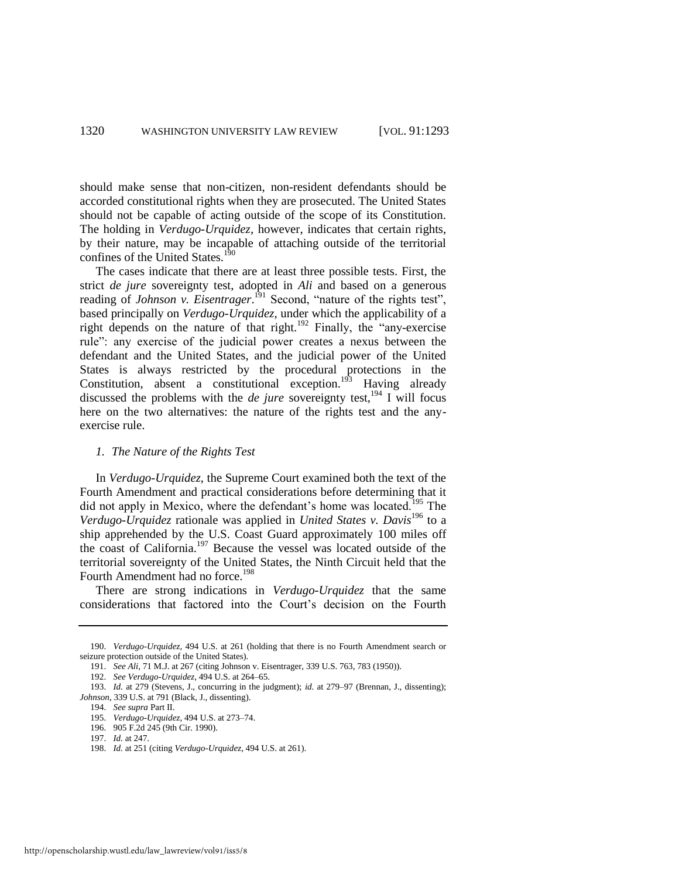should make sense that non-citizen, non-resident defendants should be accorded constitutional rights when they are prosecuted. The United States should not be capable of acting outside of the scope of its Constitution. The holding in *Verdugo-Urquidez*, however, indicates that certain rights, by their nature, may be incapable of attaching outside of the territorial confines of the United States.[190]

The cases indicate that there are at least three possible tests. First, the strict *de jure* sovereignty test, adopted in *Ali* and based on a generous reading of *Johnson v. Eisentrager*.[191] Second, "nature of the rights test", based principally on *Verdugo-Urquidez*, under which the applicability of a right depends on the nature of that right.[192] Finally, the "any-exercise rule": any exercise of the judicial power creates a nexus between the defendant and the United States, and the judicial power of the United States is always restricted by the procedural protections in the Constitution, absent a constitutional exception.[193] Having already discussed the problems with the *de jure* sovereignty test,[194] I will focus here on the two alternatives: the nature of the rights test and the any-exercise rule.

### *1. The Nature of the Rights Test*

In *Verdugo-Urquidez*, the Supreme Court examined both the text of the Fourth Amendment and practical considerations before determining that it did not apply in Mexico, where the defendant's home was located.[195] The *Verdugo-Urquidez* rationale was applied in *United States v. Davis*[196] to a ship apprehended by the U.S. Coast Guard approximately 100 miles off the coast of California.[197] Because the vessel was located outside of the territorial sovereignty of the United States, the Ninth Circuit held that the Fourth Amendment had no force.[198]

There are strong indications in *Verdugo-Urquidez* that the same considerations that factored into the Court's decision on the Fourth

---

190. *Verdugo-Urquidez*, 494 U.S. at 261 (holding that there is no Fourth Amendment search or seizure protection outside of the United States).

191. *See Ali*, 71 M.J. at 267 (citing Johnson v. Eisentrager, 339 U.S. 763, 783 (1950)).

192. *See Verdugo-Urquidez*, 494 U.S. at 264–65.

193. *Id.* at 279 (Stevens, J., concurring in the judgment); *id.* at 279–97 (Brennan, J., dissenting); *Johnson*, 339 U.S. at 791 (Black, J., dissenting).

194. *See supra* Part II.

195. *Verdugo-Urquidez*, 494 U.S. at 273–74.

196. 905 F.2d 245 (9th Cir. 1990).

197. *Id.* at 247.

198. *Id.* at 251 (citing *Verdugo-Urquidez*, 494 U.S. at 261).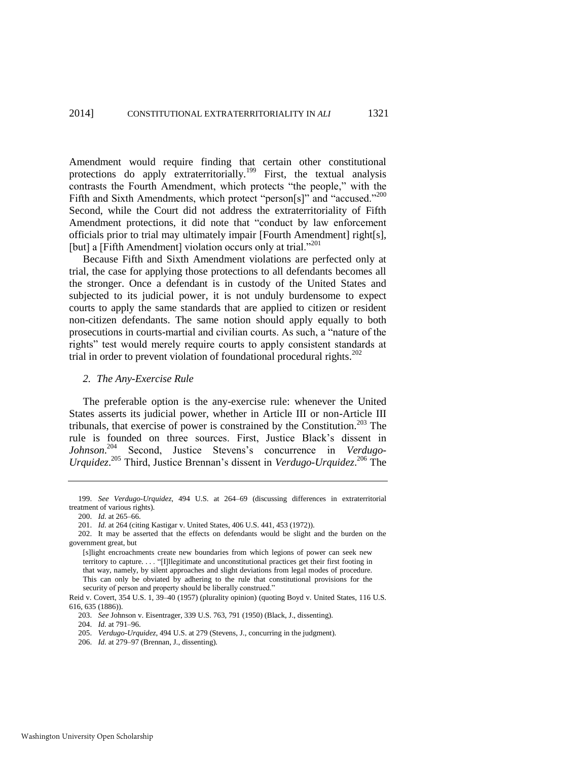Amendment would require finding that certain other constitutional protections do apply extraterritorially.[199] First, the textual analysis contrasts the Fourth Amendment, which protects "the people," with the Fifth and Sixth Amendments, which protect "person[s]" and "accused."[200] Second, while the Court did not address the extraterritoriality of Fifth Amendment protections, it did note that "conduct by law enforcement officials prior to trial may ultimately impair [Fourth Amendment] right[s], [but] a [Fifth Amendment] violation occurs only at trial."[201]

Because Fifth and Sixth Amendment violations are perfected only at trial, the case for applying those protections to all defendants becomes all the stronger. Once a defendant is in custody of the United States and subjected to its judicial power, it is not unduly burdensome to expect courts to apply the same standards that are applied to citizen or resident non-citizen defendants. The same notion should apply equally to both prosecutions in courts-martial and civilian courts. As such, a "nature of the rights" test would merely require courts to apply consistent standards at trial in order to prevent violation of foundational procedural rights.[202]

### *2. The Any-Exercise Rule*

The preferable option is the any-exercise rule: whenever the United States asserts its judicial power, whether in Article III or non-Article III tribunals, that exercise of power is constrained by the Constitution.[203] The rule is founded on three sources. First, Justice Black's dissent in *Johnson*.[204] Second, Justice Stevens's concurrence in *Verdugo-Urquidez*.[205] Third, Justice Brennan's dissent in *Verdugo-Urquidez*.[206] The

---

199. *See Verdugo-Urquidez*, 494 U.S. at 264–69 (discussing differences in extraterritorial treatment of various rights).

200. *Id.* at 265–66.

201. *Id.* at 264 (citing Kastigar v. United States, 406 U.S. 441, 453 (1972)).

202. It may be asserted that the effects on defendants would be slight and the burden on the government great, but

> [s]light encroachments create new boundaries from which legions of power can seek new territory to capture. . . . "[I]llegitimate and unconstitutional practices get their first footing in that way, namely, by silent approaches and slight deviations from legal modes of procedure. This can only be obviated by adhering to the rule that constitutional provisions for the security of person and property should be liberally construed."

Reid v. Covert, 354 U.S. 1, 39–40 (1957) (plurality opinion) (quoting Boyd v. United States, 116 U.S. 616, 635 (1886)).

203. *See* Johnson v. Eisentrager, 339 U.S. 763, 791 (1950) (Black, J., dissenting).

204. *Id.* at 791–96.

205. *Verdugo-Urquidez*, 494 U.S. at 279 (Stevens, J., concurring in the judgment).

206. *Id.* at 279–97 (Brennan, J., dissenting).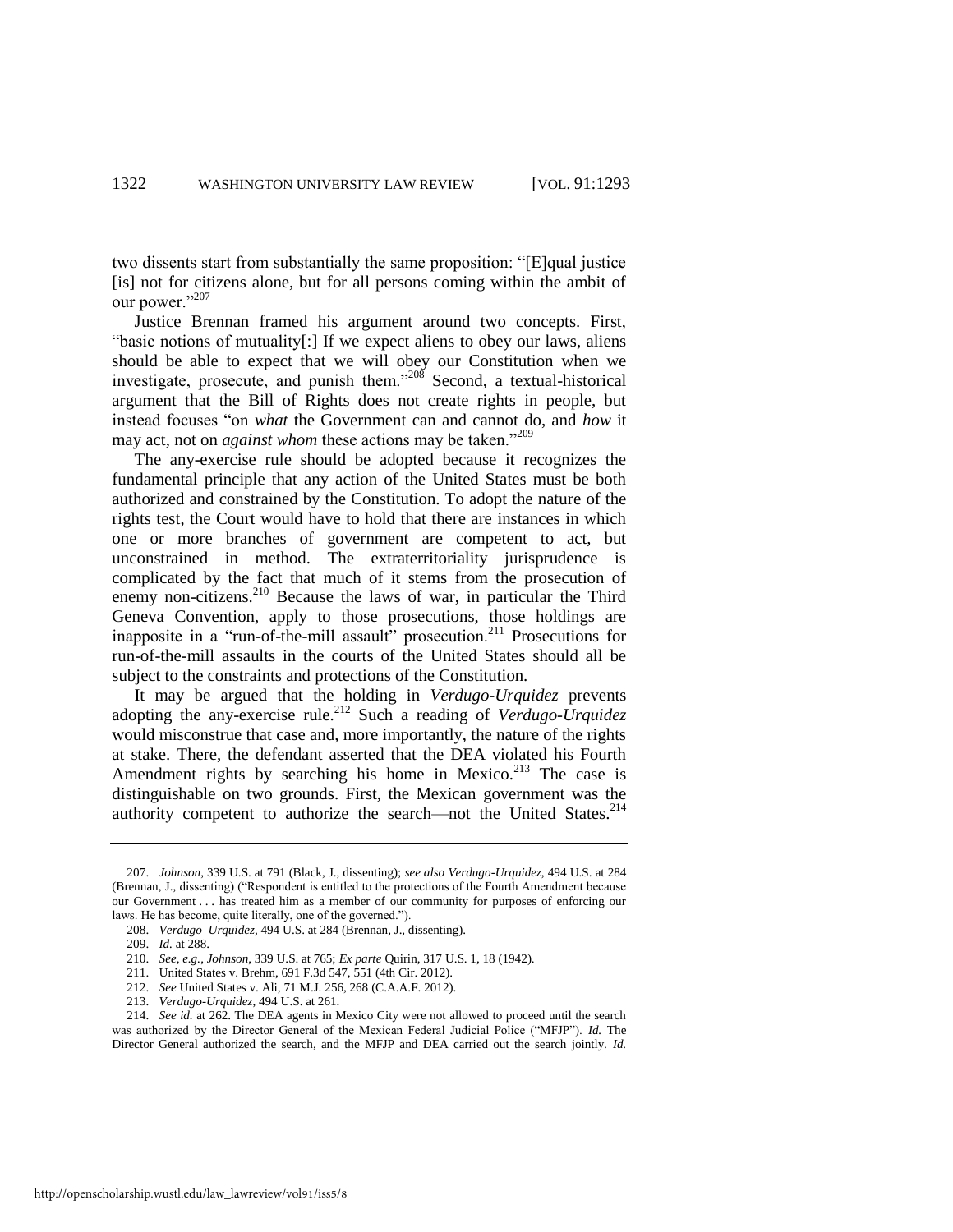two dissents start from substantially the same proposition: "[E]qual justice [is] not for citizens alone, but for all persons coming within the ambit of our power."[207]

Justice Brennan framed his argument around two concepts. First, "basic notions of mutuality[:] If we expect aliens to obey our laws, aliens should be able to expect that we will obey our Constitution when we investigate, prosecute, and punish them."[208] Second, a textual-historical argument that the Bill of Rights does not create rights in people, but instead focuses "on *what* the Government can and cannot do, and *how* it may act, not on *against whom* these actions may be taken."[209]

The any-exercise rule should be adopted because it recognizes the fundamental principle that any action of the United States must be both authorized and constrained by the Constitution. To adopt the nature of the rights test, the Court would have to hold that there are instances in which one or more branches of government are competent to act, but unconstrained in method. The extraterritoriality jurisprudence is complicated by the fact that much of it stems from the prosecution of enemy non-citizens.[210] Because the laws of war, in particular the Third Geneva Convention, apply to those prosecutions, those holdings are inapposite in a "run-of-the-mill assault" prosecution.[211] Prosecutions for run-of-the-mill assaults in the courts of the United States should all be subject to the constraints and protections of the Constitution.

It may be argued that the holding in *Verdugo-Urquidez* prevents adopting the any-exercise rule.[212] Such a reading of *Verdugo-Urquidez* would misconstrue that case and, more importantly, the nature of the rights at stake. There, the defendant asserted that the DEA violated his Fourth Amendment rights by searching his home in Mexico.[213] The case is distinguishable on two grounds. First, the Mexican government was the authority competent to authorize the search—not the United States.[214]

---

207. *Johnson*, 339 U.S. at 791 (Black, J., dissenting); *see also Verdugo-Urquidez*, 494 U.S. at 284 (Brennan, J., dissenting) ("Respondent is entitled to the protections of the Fourth Amendment because our Government . . . has treated him as a member of our community for purposes of enforcing our laws. He has become, quite literally, one of the governed.").

208. *Verdugo–Urquidez*, 494 U.S. at 284 (Brennan, J., dissenting).

209. *Id.* at 288.

210. *See, e.g.*, *Johnson*, 339 U.S. at 765; *Ex parte* Quirin, 317 U.S. 1, 18 (1942).

211. United States v. Brehm, 691 F.3d 547, 551 (4th Cir. 2012).

212. *See* United States v. Ali, 71 M.J. 256, 268 (C.A.A.F. 2012).

213. *Verdugo-Urquidez*, 494 U.S. at 261.

214. *See id.* at 262. The DEA agents in Mexico City were not allowed to proceed until the search was authorized by the Director General of the Mexican Federal Judicial Police ("MFJP"). *Id.* The Director General authorized the search, and the MFJP and DEA carried out the search jointly. *Id.*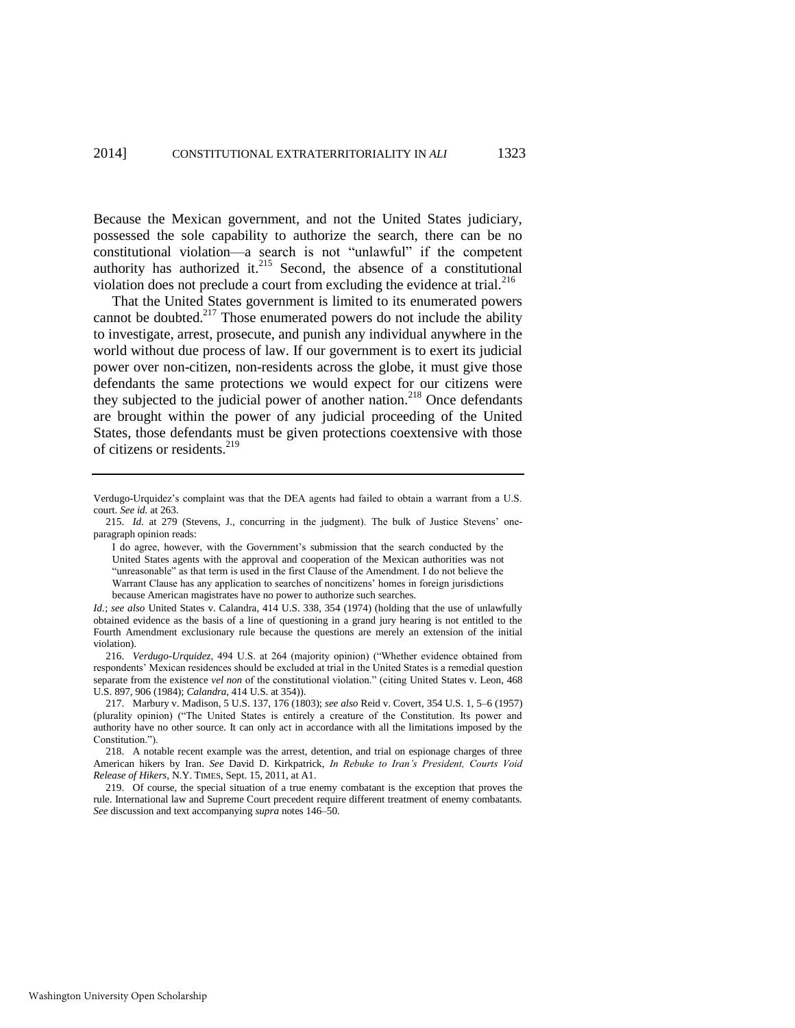Because the Mexican government, and not the United States judiciary, possessed the sole capability to authorize the search, there can be no constitutional violation—a search is not "unlawful" if the competent authority has authorized it.[215] Second, the absence of a constitutional violation does not preclude a court from excluding the evidence at trial.[216]

That the United States government is limited to its enumerated powers cannot be doubted.[217] Those enumerated powers do not include the ability to investigate, arrest, prosecute, and punish any individual anywhere in the world without due process of law. If our government is to exert its judicial power over non-citizen, non-residents across the globe, it must give those defendants the same protections we would expect for our citizens were they subjected to the judicial power of another nation.[218] Once defendants are brought within the power of any judicial proceeding of the United States, those defendants must be given protections coextensive with those of citizens or residents.[219]

---

Verdugo-Urquidez's complaint was that the DEA agents had failed to obtain a warrant from a U.S. court. *See id.* at 263.

215. *Id.* at 279 (Stevens, J., concurring in the judgment). The bulk of Justice Stevens' one-paragraph opinion reads:

> I do agree, however, with the Government's submission that the search conducted by the United States agents with the approval and cooperation of the Mexican authorities was not "unreasonable" as that term is used in the first Clause of the Amendment. I do not believe the Warrant Clause has any application to searches of noncitizens' homes in foreign jurisdictions because American magistrates have no power to authorize such searches.

*Id.*; *see also* United States v. Calandra, 414 U.S. 338, 354 (1974) (holding that the use of unlawfully obtained evidence as the basis of a line of questioning in a grand jury hearing is not entitled to the Fourth Amendment exclusionary rule because the questions are merely an extension of the initial violation).

216. *Verdugo-Urquidez*, 494 U.S. at 264 (majority opinion) ("Whether evidence obtained from respondents' Mexican residences should be excluded at trial in the United States is a remedial question separate from the existence *vel non* of the constitutional violation." (citing United States v. Leon, 468 U.S. 897, 906 (1984); *Calandra*, 414 U.S. at 354)).

217. Marbury v. Madison, 5 U.S. 137, 176 (1803); *see also* Reid v. Covert, 354 U.S. 1, 5–6 (1957) (plurality opinion) ("The United States is entirely a creature of the Constitution. Its power and authority have no other source. It can only act in accordance with all the limitations imposed by the Constitution.").

218. A notable recent example was the arrest, detention, and trial on espionage charges of three American hikers by Iran. *See* David D. Kirkpatrick, *In Rebuke to Iran's President, Courts Void Release of Hikers*, N.Y. TIMES, Sept. 15, 2011, at A1.

219. Of course, the special situation of a true enemy combatant is the exception that proves the rule. International law and Supreme Court precedent require different treatment of enemy combatants. *See* discussion and text accompanying *supra* notes 146–50.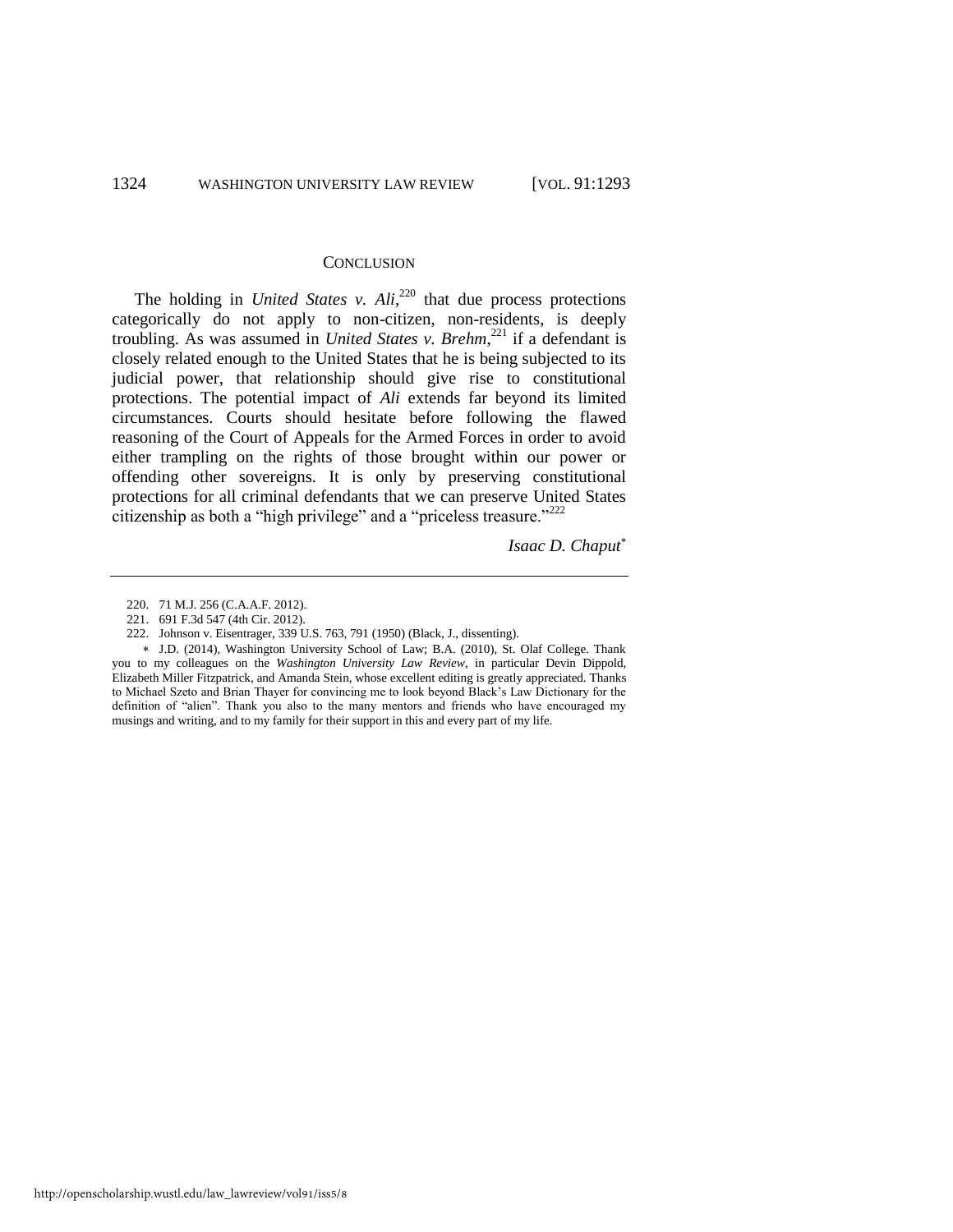## CONCLUSION

The holding in *United States v. Ali*,[220] that due process protections categorically do not apply to non-citizen, non-residents, is deeply troubling. As was assumed in *United States v. Brehm*,[221] if a defendant is closely related enough to the United States that he is being subjected to its judicial power, that relationship should give rise to constitutional protections. The potential impact of *Ali* extends far beyond its limited circumstances. Courts should hesitate before following the flawed reasoning of the Court of Appeals for the Armed Forces in order to avoid either trampling on the rights of those brought within our power or offending other sovereigns. It is only by preserving constitutional protections for all criminal defendants that we can preserve United States citizenship as both a "high privilege" and a "priceless treasure."[222]

*Isaac D. Chaput*[*]

---

220. 71 M.J. 256 (C.A.A.F. 2012).

221. 691 F.3d 547 (4th Cir. 2012).

222. Johnson v. Eisentrager, 339 U.S. 763, 791 (1950) (Black, J., dissenting).

[*] J.D. (2014), Washington University School of Law; B.A. (2010), St. Olaf College. Thank you to my colleagues on the *Washington University Law Review*, in particular Devin Dippold, Elizabeth Miller Fitzpatrick, and Amanda Stein, whose excellent editing is greatly appreciated. Thanks to Michael Szeto and Brian Thayer for convincing me to look beyond Black's Law Dictionary for the definition of "alien". Thank you also to the many mentors and friends who have encouraged my musings and writing, and to my family for their support in this and every part of my life.